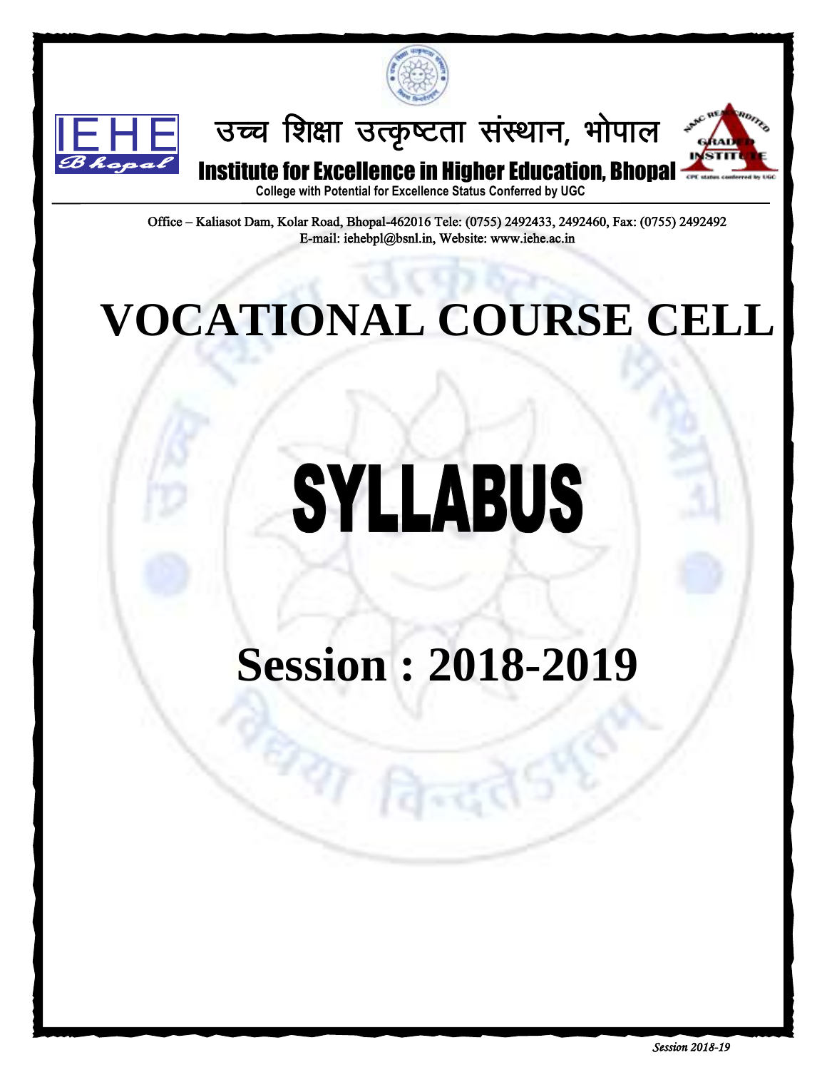उच्च शिक्षा उत्कृष्टता संस्थान, भोपाल

# Institute for Excellence in Higher Education, Bhopal

**College with Potential for Excellence Status Conferred by UGC**

Office – Kaliasot Dam, Kolar Road, Bhopal-462016 Tele: (0755) 2492433, 2492460, Fax: (0755) 2492492
E-mail: iehebpl@bsnl.in, Website: www.iehe.ac.in

# VOCATIONAL COURSE CELL

# SYLLABUS

## Session : 2018-2019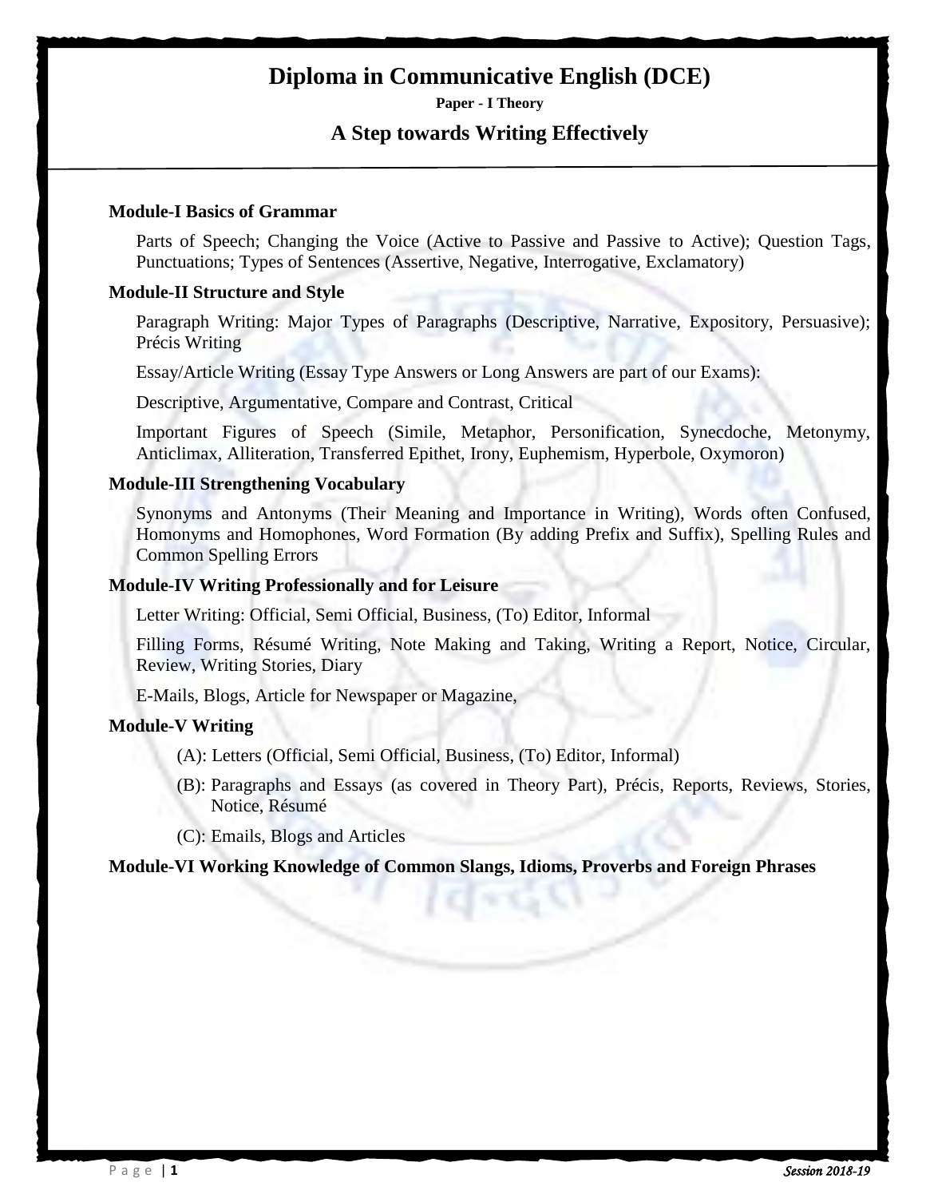# Diploma in Communicative English (DCE)

**Paper - I Theory**

## A Step towards Writing Effectively

**Module-I Basics of Grammar**

Parts of Speech; Changing the Voice (Active to Passive and Passive to Active); Question Tags, Punctuations; Types of Sentences (Assertive, Negative, Interrogative, Exclamatory)

**Module-II Structure and Style**

Paragraph Writing: Major Types of Paragraphs (Descriptive, Narrative, Expository, Persuasive); Précis Writing

Essay/Article Writing (Essay Type Answers or Long Answers are part of our Exams):

Descriptive, Argumentative, Compare and Contrast, Critical

Important Figures of Speech (Simile, Metaphor, Personification, Synecdoche, Metonymy, Anticlimax, Alliteration, Transferred Epithet, Irony, Euphemism, Hyperbole, Oxymoron)

**Module-III Strengthening Vocabulary**

Synonyms and Antonyms (Their Meaning and Importance in Writing), Words often Confused, Homonyms and Homophones, Word Formation (By adding Prefix and Suffix), Spelling Rules and Common Spelling Errors

**Module-IV Writing Professionally and for Leisure**

Letter Writing: Official, Semi Official, Business, (To) Editor, Informal

Filling Forms, Résumé Writing, Note Making and Taking, Writing a Report, Notice, Circular, Review, Writing Stories, Diary

E-Mails, Blogs, Article for Newspaper or Magazine,

**Module-V Writing**

(A): Letters (Official, Semi Official, Business, (To) Editor, Informal)

(B): Paragraphs and Essays (as covered in Theory Part), Précis, Reports, Reviews, Stories, Notice, Résumé

(C): Emails, Blogs and Articles

**Module-VI Working Knowledge of Common Slangs, Idioms, Proverbs and Foreign Phrases**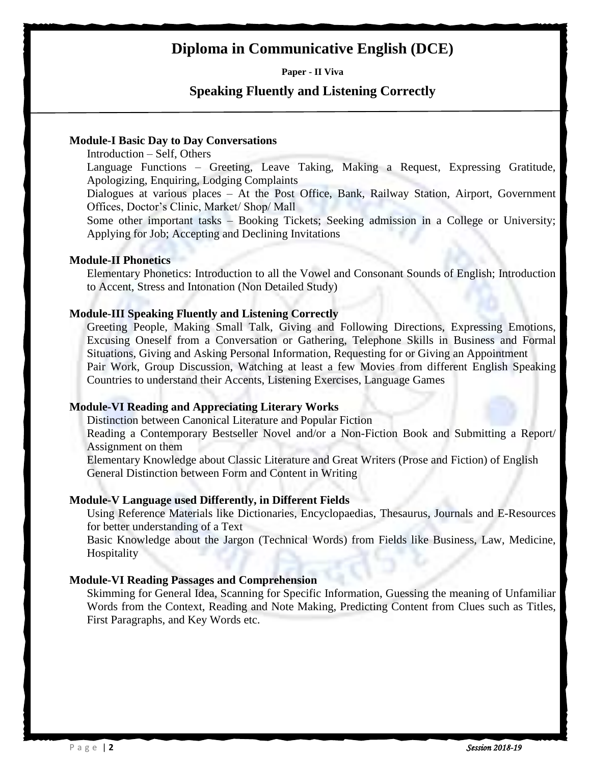# Diploma in Communicative English (DCE)

**Paper - II Viva**

## Speaking Fluently and Listening Correctly

**Module-I Basic Day to Day Conversations**

Introduction – Self, Others

Language Functions – Greeting, Leave Taking, Making a Request, Expressing Gratitude, Apologizing, Enquiring, Lodging Complaints

Dialogues at various places – At the Post Office, Bank, Railway Station, Airport, Government Offices, Doctor's Clinic, Market/ Shop/ Mall

Some other important tasks – Booking Tickets; Seeking admission in a College or University; Applying for Job; Accepting and Declining Invitations

**Module-II Phonetics**

Elementary Phonetics: Introduction to all the Vowel and Consonant Sounds of English; Introduction to Accent, Stress and Intonation (Non Detailed Study)

**Module-III Speaking Fluently and Listening Correctly**

Greeting People, Making Small Talk, Giving and Following Directions, Expressing Emotions, Excusing Oneself from a Conversation or Gathering, Telephone Skills in Business and Formal Situations, Giving and Asking Personal Information, Requesting for or Giving an Appointment

Pair Work, Group Discussion, Watching at least a few Movies from different English Speaking Countries to understand their Accents, Listening Exercises, Language Games

**Module-VI Reading and Appreciating Literary Works**

Distinction between Canonical Literature and Popular Fiction

Reading a Contemporary Bestseller Novel and/or a Non-Fiction Book and Submitting a Report/ Assignment on them

Elementary Knowledge about Classic Literature and Great Writers (Prose and Fiction) of English

General Distinction between Form and Content in Writing

**Module-V Language used Differently, in Different Fields**

Using Reference Materials like Dictionaries, Encyclopaedias, Thesaurus, Journals and E-Resources for better understanding of a Text

Basic Knowledge about the Jargon (Technical Words) from Fields like Business, Law, Medicine, Hospitality

**Module-VI Reading Passages and Comprehension**

Skimming for General Idea, Scanning for Specific Information, Guessing the meaning of Unfamiliar Words from the Context, Reading and Note Making, Predicting Content from Clues such as Titles, First Paragraphs, and Key Words etc.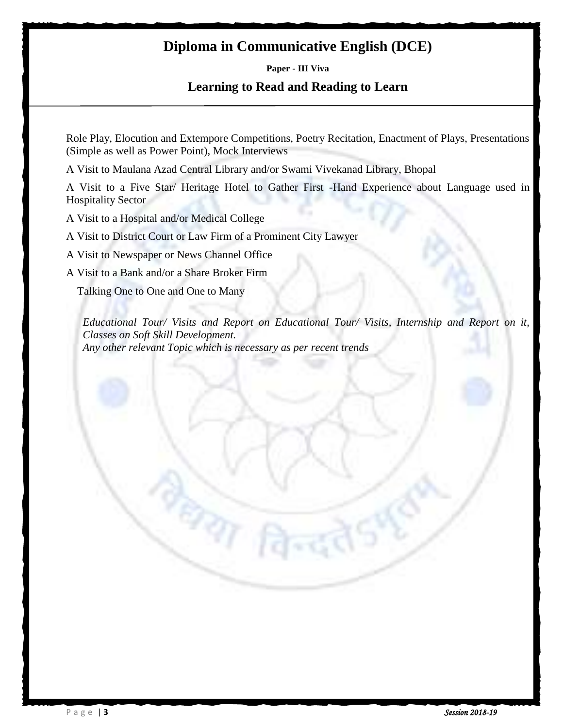# Diploma in Communicative English (DCE)

**Paper - III Viva**

## Learning to Read and Reading to Learn

Role Play, Elocution and Extempore Competitions, Poetry Recitation, Enactment of Plays, Presentations (Simple as well as Power Point), Mock Interviews

A Visit to Maulana Azad Central Library and/or Swami Vivekanad Library, Bhopal

A Visit to a Five Star/ Heritage Hotel to Gather First -Hand Experience about Language used in Hospitality Sector

A Visit to a Hospital and/or Medical College

A Visit to District Court or Law Firm of a Prominent City Lawyer

A Visit to Newspaper or News Channel Office

A Visit to a Bank and/or a Share Broker Firm

Talking One to One and One to Many

*Educational Tour/ Visits and Report on Educational Tour/ Visits, Internship and Report on it, Classes on Soft Skill Development.*
*Any other relevant Topic which is necessary as per recent trends*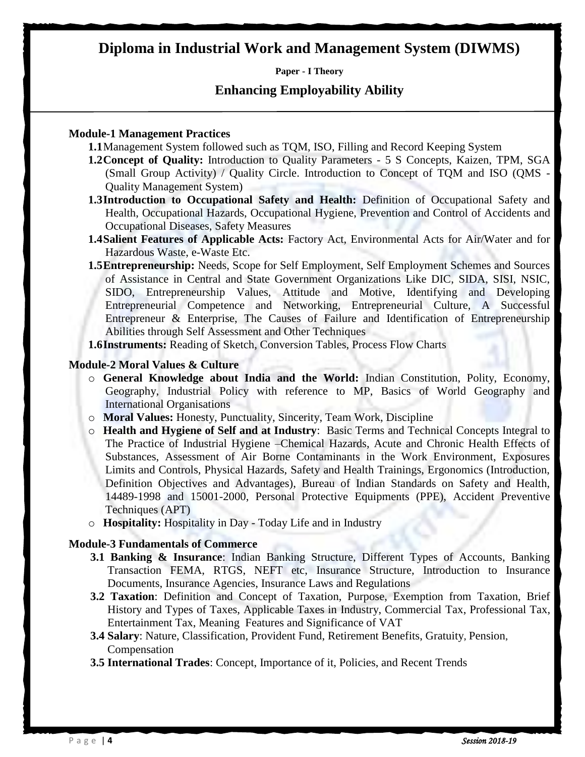# Diploma in Industrial Work and Management System (DIWMS)

**Paper - I Theory**

## Enhancing Employability Ability

**Module-1 Management Practices**

- **1.1** Management System followed such as TQM, ISO, Filling and Record Keeping System
- **1.2 Concept of Quality:** Introduction to Quality Parameters - 5 S Concepts, Kaizen, TPM, SGA (Small Group Activity) / Quality Circle. Introduction to Concept of TQM and ISO (QMS - Quality Management System)
- **1.3 Introduction to Occupational Safety and Health:** Definition of Occupational Safety and Health, Occupational Hazards, Occupational Hygiene, Prevention and Control of Accidents and Occupational Diseases, Safety Measures
- **1.4 Salient Features of Applicable Acts:** Factory Act, Environmental Acts for Air/Water and for Hazardous Waste, e-Waste Etc.
- **1.5 Entrepreneurship:** Needs, Scope for Self Employment, Self Employment Schemes and Sources of Assistance in Central and State Government Organizations Like DIC, SIDA, SISI, NSIC, SIDO, Entrepreneurship Values, Attitude and Motive, Identifying and Developing Entrepreneurial Competence and Networking, Entrepreneurial Culture, A Successful Entrepreneur & Enterprise, The Causes of Failure and Identification of Entrepreneurship Abilities through Self Assessment and Other Techniques
- **1.6 Instruments:** Reading of Sketch, Conversion Tables, Process Flow Charts

**Module-2 Moral Values & Culture**

- **General Knowledge about India and the World:** Indian Constitution, Polity, Economy, Geography, Industrial Policy with reference to MP, Basics of World Geography and International Organisations
- **Moral Values:** Honesty, Punctuality, Sincerity, Team Work, Discipline
- **Health and Hygiene of Self and at Industry**: Basic Terms and Technical Concepts Integral to The Practice of Industrial Hygiene –Chemical Hazards, Acute and Chronic Health Effects of Substances, Assessment of Air Borne Contaminants in the Work Environment, Exposures Limits and Controls, Physical Hazards, Safety and Health Trainings, Ergonomics (Introduction, Definition Objectives and Advantages), Bureau of Indian Standards on Safety and Health, 14489-1998 and 15001-2000, Personal Protective Equipments (PPE), Accident Preventive Techniques (APT)
- **Hospitality:** Hospitality in Day - Today Life and in Industry

**Module-3 Fundamentals of Commerce**

- **3.1 Banking & Insurance**: Indian Banking Structure, Different Types of Accounts, Banking Transaction FEMA, RTGS, NEFT etc, Insurance Structure, Introduction to Insurance Documents, Insurance Agencies, Insurance Laws and Regulations
- **3.2 Taxation**: Definition and Concept of Taxation, Purpose, Exemption from Taxation, Brief History and Types of Taxes, Applicable Taxes in Industry, Commercial Tax, Professional Tax, Entertainment Tax, Meaning Features and Significance of VAT
- **3.4 Salary**: Nature, Classification, Provident Fund, Retirement Benefits, Gratuity, Pension, Compensation
- **3.5 International Trades**: Concept, Importance of it, Policies, and Recent Trends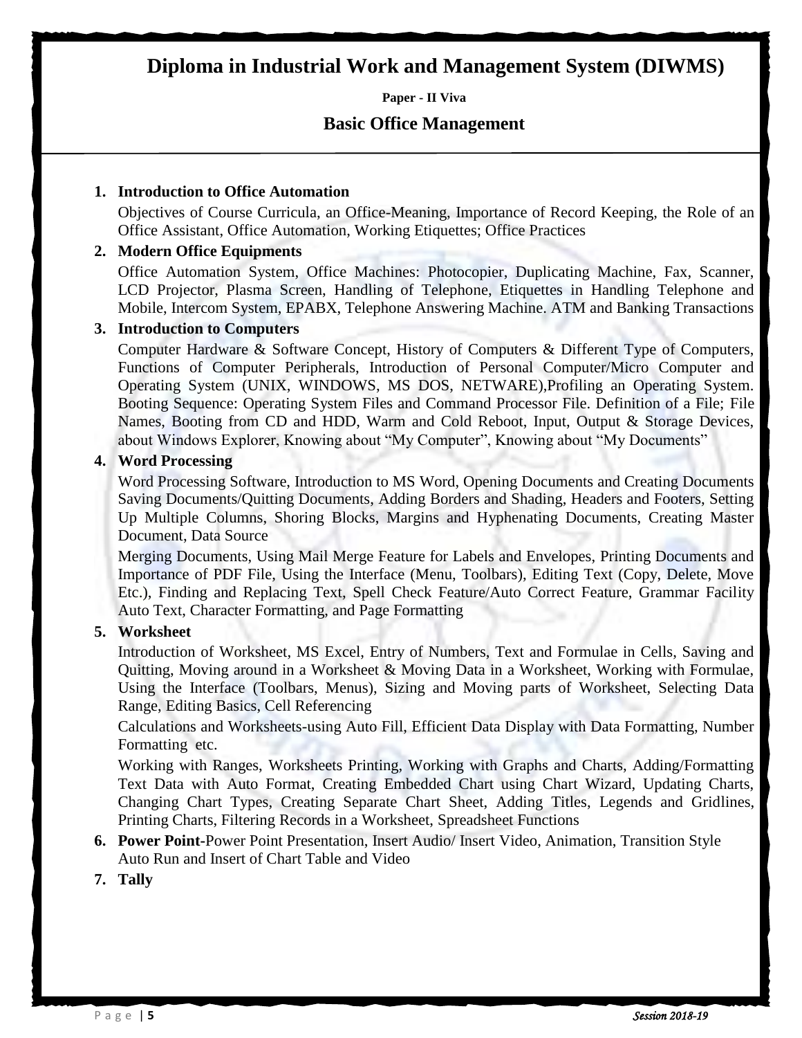# Diploma in Industrial Work and Management System (DIWMS)

**Paper - II Viva**

## Basic Office Management

1. **Introduction to Office Automation**

   Objectives of Course Curricula, an Office-Meaning, Importance of Record Keeping, the Role of an Office Assistant, Office Automation, Working Etiquettes; Office Practices

2. **Modern Office Equipments**

   Office Automation System, Office Machines: Photocopier, Duplicating Machine, Fax, Scanner, LCD Projector, Plasma Screen, Handling of Telephone, Etiquettes in Handling Telephone and Mobile, Intercom System, EPABX, Telephone Answering Machine. ATM and Banking Transactions

3. **Introduction to Computers**

   Computer Hardware & Software Concept, History of Computers & Different Type of Computers, Functions of Computer Peripherals, Introduction of Personal Computer/Micro Computer and Operating System (UNIX, WINDOWS, MS DOS, NETWARE),Profiling an Operating System. Booting Sequence: Operating System Files and Command Processor File. Definition of a File; File Names, Booting from CD and HDD, Warm and Cold Reboot, Input, Output & Storage Devices, about Windows Explorer, Knowing about "My Computer", Knowing about "My Documents"

4. **Word Processing**

   Word Processing Software, Introduction to MS Word, Opening Documents and Creating Documents Saving Documents/Quitting Documents, Adding Borders and Shading, Headers and Footers, Setting Up Multiple Columns, Shoring Blocks, Margins and Hyphenating Documents, Creating Master Document, Data Source

   Merging Documents, Using Mail Merge Feature for Labels and Envelopes, Printing Documents and Importance of PDF File, Using the Interface (Menu, Toolbars), Editing Text (Copy, Delete, Move Etc.), Finding and Replacing Text, Spell Check Feature/Auto Correct Feature, Grammar Facility Auto Text, Character Formatting, and Page Formatting

5. **Worksheet**

   Introduction of Worksheet, MS Excel, Entry of Numbers, Text and Formulae in Cells, Saving and Quitting, Moving around in a Worksheet & Moving Data in a Worksheet, Working with Formulae, Using the Interface (Toolbars, Menus), Sizing and Moving parts of Worksheet, Selecting Data Range, Editing Basics, Cell Referencing

   Calculations and Worksheets-using Auto Fill, Efficient Data Display with Data Formatting, Number Formatting etc.

   Working with Ranges, Worksheets Printing, Working with Graphs and Charts, Adding/Formatting Text Data with Auto Format, Creating Embedded Chart using Chart Wizard, Updating Charts, Changing Chart Types, Creating Separate Chart Sheet, Adding Titles, Legends and Gridlines, Printing Charts, Filtering Records in a Worksheet, Spreadsheet Functions

6. **Power Point**-Power Point Presentation, Insert Audio/ Insert Video, Animation, Transition Style Auto Run and Insert of Chart Table and Video

7. **Tally**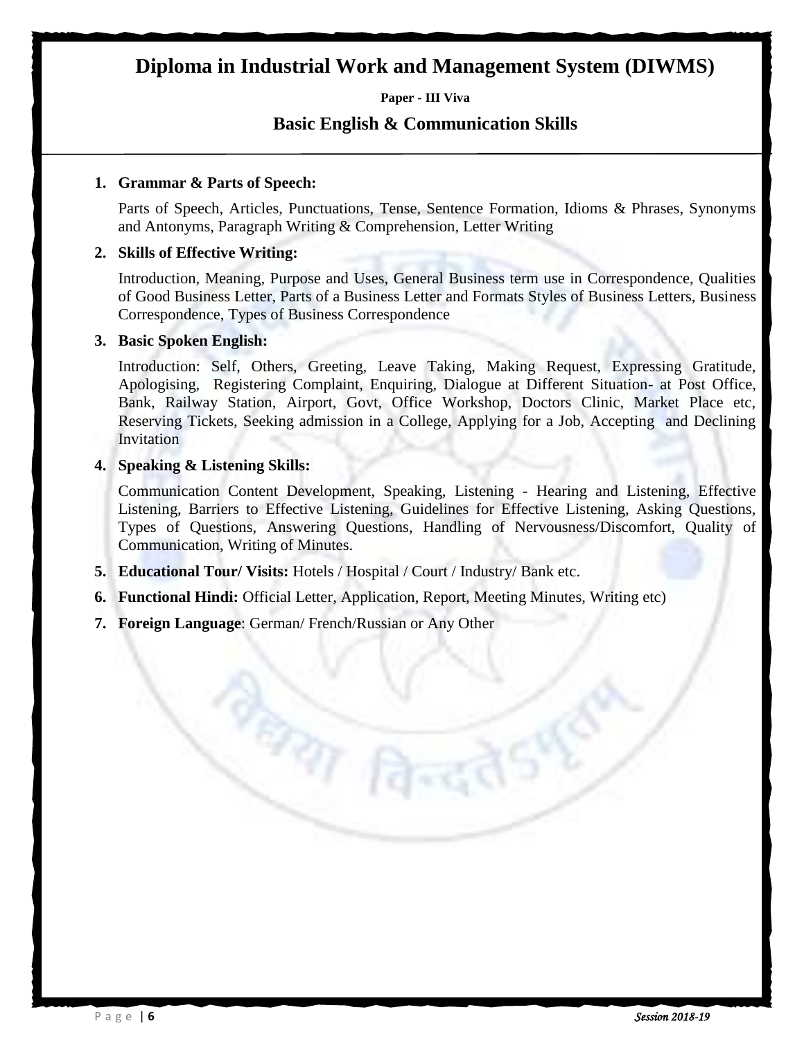# Diploma in Industrial Work and Management System (DIWMS)

**Paper - III Viva**

## Basic English & Communication Skills

1. **Grammar & Parts of Speech:**

   Parts of Speech, Articles, Punctuations, Tense, Sentence Formation, Idioms & Phrases, Synonyms and Antonyms, Paragraph Writing & Comprehension, Letter Writing

2. **Skills of Effective Writing:**

   Introduction, Meaning, Purpose and Uses, General Business term use in Correspondence, Qualities of Good Business Letter, Parts of a Business Letter and Formats Styles of Business Letters, Business Correspondence, Types of Business Correspondence

3. **Basic Spoken English:**

   Introduction: Self, Others, Greeting, Leave Taking, Making Request, Expressing Gratitude, Apologising, Registering Complaint, Enquiring, Dialogue at Different Situation- at Post Office, Bank, Railway Station, Airport, Govt, Office Workshop, Doctors Clinic, Market Place etc, Reserving Tickets, Seeking admission in a College, Applying for a Job, Accepting and Declining Invitation

4. **Speaking & Listening Skills:**

   Communication Content Development, Speaking, Listening - Hearing and Listening, Effective Listening, Barriers to Effective Listening, Guidelines for Effective Listening, Asking Questions, Types of Questions, Answering Questions, Handling of Nervousness/Discomfort, Quality of Communication, Writing of Minutes.

5. **Educational Tour/ Visits:** Hotels / Hospital / Court / Industry/ Bank etc.
6. **Functional Hindi:** Official Letter, Application, Report, Meeting Minutes, Writing etc)
7. **Foreign Language**: German/ French/Russian or Any Other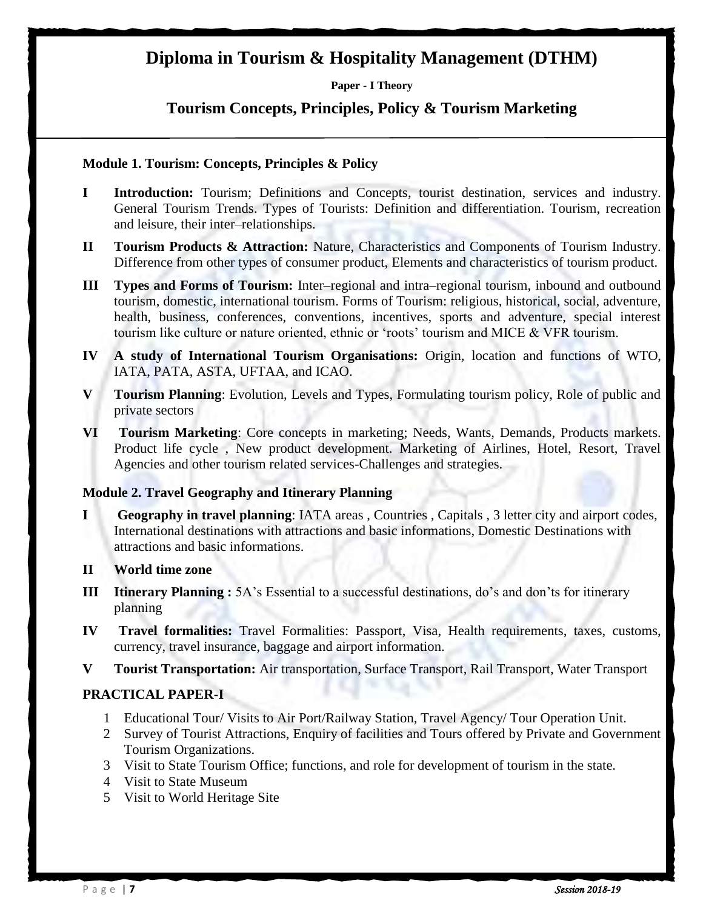# Diploma in Tourism & Hospitality Management (DTHM)

**Paper - I Theory**

## Tourism Concepts, Principles, Policy & Tourism Marketing

### Module 1. Tourism: Concepts, Principles & Policy

**I** **Introduction:** Tourism; Definitions and Concepts, tourist destination, services and industry. General Tourism Trends. Types of Tourists: Definition and differentiation. Tourism, recreation and leisure, their inter–relationships.

**II** **Tourism Products & Attraction:** Nature, Characteristics and Components of Tourism Industry. Difference from other types of consumer product, Elements and characteristics of tourism product.

**III** **Types and Forms of Tourism:** Inter–regional and intra–regional tourism, inbound and outbound tourism, domestic, international tourism. Forms of Tourism: religious, historical, social, adventure, health, business, conferences, conventions, incentives, sports and adventure, special interest tourism like culture or nature oriented, ethnic or 'roots' tourism and MICE & VFR tourism.

**IV** **A study of International Tourism Organisations:** Origin, location and functions of WTO, IATA, PATA, ASTA, UFTAA, and ICAO.

**V** **Tourism Planning**: Evolution, Levels and Types, Formulating tourism policy, Role of public and private sectors

**VI** **Tourism Marketing**: Core concepts in marketing; Needs, Wants, Demands, Products markets. Product life cycle , New product development. Marketing of Airlines, Hotel, Resort, Travel Agencies and other tourism related services-Challenges and strategies.

### Module 2. Travel Geography and Itinerary Planning

**I** **Geography in travel planning**: IATA areas , Countries , Capitals , 3 letter city and airport codes, International destinations with attractions and basic informations, Domestic Destinations with attractions and basic informations.

**II** **World time zone**

**III** **Itinerary Planning :** 5A's Essential to a successful destinations, do's and don'ts for itinerary planning

**IV** **Travel formalities:** Travel Formalities: Passport, Visa, Health requirements, taxes, customs, currency, travel insurance, baggage and airport information.

**V** **Tourist Transportation:** Air transportation, Surface Transport, Rail Transport, Water Transport

### PRACTICAL PAPER-I

1. Educational Tour/ Visits to Air Port/Railway Station, Travel Agency/ Tour Operation Unit.
2. Survey of Tourist Attractions, Enquiry of facilities and Tours offered by Private and Government Tourism Organizations.
3. Visit to State Tourism Office; functions, and role for development of tourism in the state.
4. Visit to State Museum
5. Visit to World Heritage Site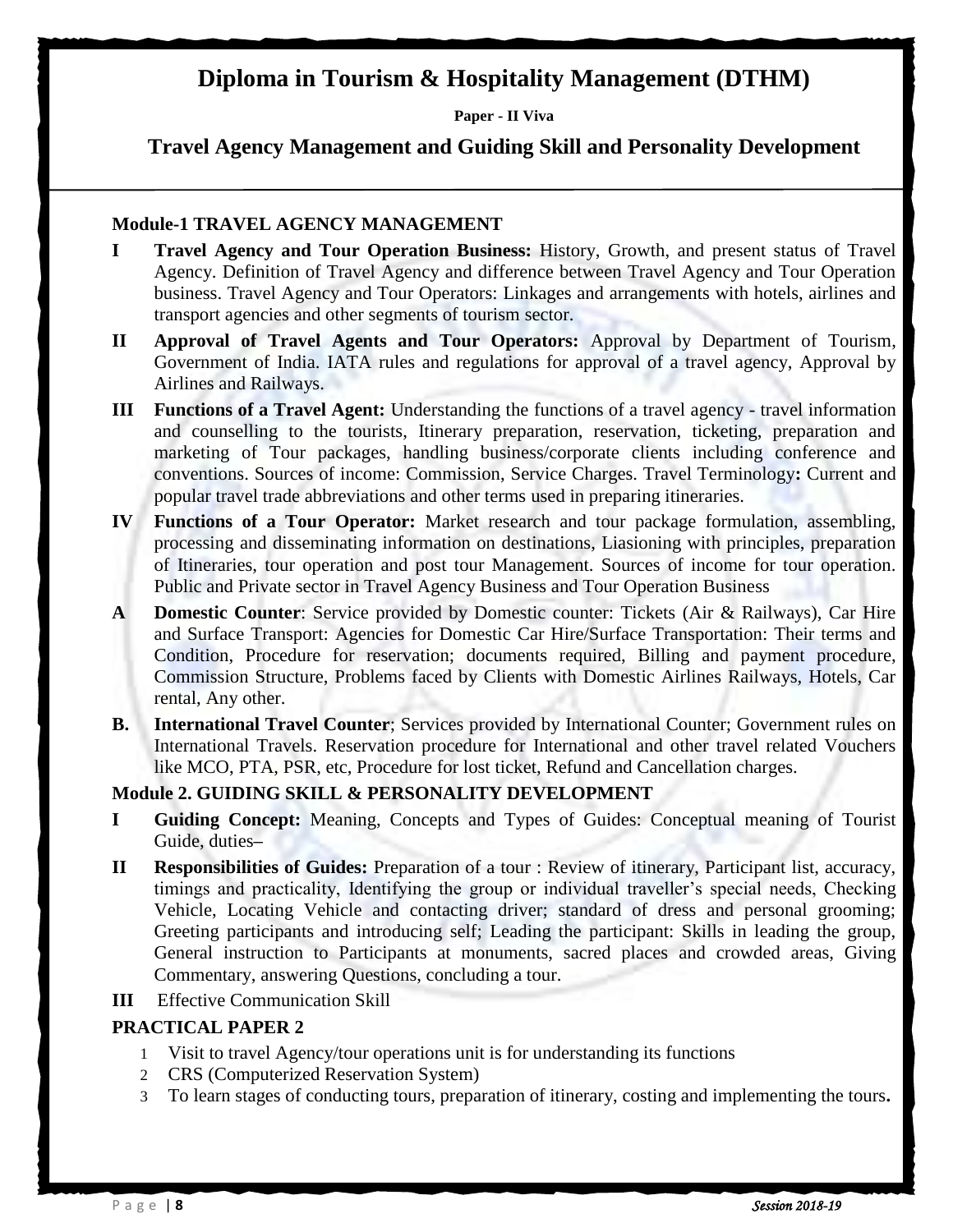# Diploma in Tourism & Hospitality Management (DTHM)

**Paper - II Viva**

## Travel Agency Management and Guiding Skill and Personality Development

### Module-1 TRAVEL AGENCY MANAGEMENT

**I** **Travel Agency and Tour Operation Business:** History, Growth, and present status of Travel Agency. Definition of Travel Agency and difference between Travel Agency and Tour Operation business. Travel Agency and Tour Operators: Linkages and arrangements with hotels, airlines and transport agencies and other segments of tourism sector.

**II** **Approval of Travel Agents and Tour Operators:** Approval by Department of Tourism, Government of India. IATA rules and regulations for approval of a travel agency, Approval by Airlines and Railways.

**III** **Functions of a Travel Agent:** Understanding the functions of a travel agency - travel information and counselling to the tourists, Itinerary preparation, reservation, ticketing, preparation and marketing of Tour packages, handling business/corporate clients including conference and conventions. Sources of income: Commission, Service Charges. Travel Terminology**:** Current and popular travel trade abbreviations and other terms used in preparing itineraries.

**IV** **Functions of a Tour Operator:** Market research and tour package formulation, assembling, processing and disseminating information on destinations, Liasioning with principles, preparation of Itineraries, tour operation and post tour Management. Sources of income for tour operation. Public and Private sector in Travel Agency Business and Tour Operation Business

**A** **Domestic Counter**: Service provided by Domestic counter: Tickets (Air & Railways), Car Hire and Surface Transport: Agencies for Domestic Car Hire/Surface Transportation: Their terms and Condition, Procedure for reservation; documents required, Billing and payment procedure, Commission Structure, Problems faced by Clients with Domestic Airlines Railways, Hotels, Car rental, Any other.

**B.** **International Travel Counter**; Services provided by International Counter; Government rules on International Travels. Reservation procedure for International and other travel related Vouchers like MCO, PTA, PSR, etc, Procedure for lost ticket, Refund and Cancellation charges.

### Module 2. GUIDING SKILL & PERSONALITY DEVELOPMENT

**I** **Guiding Concept:** Meaning, Concepts and Types of Guides: Conceptual meaning of Tourist Guide, duties–

**II** **Responsibilities of Guides:** Preparation of a tour : Review of itinerary, Participant list, accuracy, timings and practicality, Identifying the group or individual traveller's special needs, Checking Vehicle, Locating Vehicle and contacting driver; standard of dress and personal grooming; Greeting participants and introducing self; Leading the participant: Skills in leading the group, General instruction to Participants at monuments, sacred places and crowded areas, Giving Commentary, answering Questions, concluding a tour.

**III** Effective Communication Skill

### PRACTICAL PAPER 2

1. Visit to travel Agency/tour operations unit is for understanding its functions
2. CRS (Computerized Reservation System)
3. To learn stages of conducting tours, preparation of itinerary, costing and implementing the tours**.**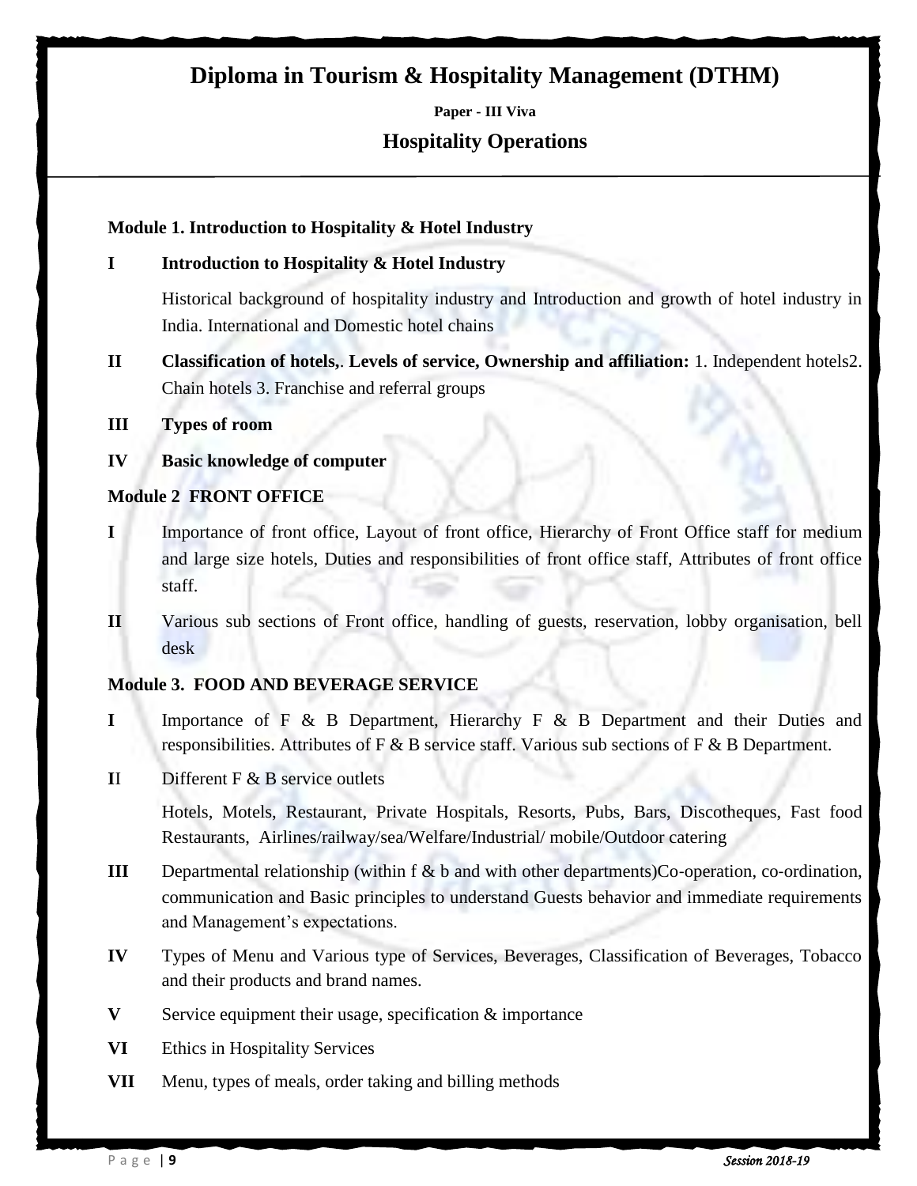# Diploma in Tourism & Hospitality Management (DTHM)

**Paper - III Viva**

## Hospitality Operations

### Module 1. Introduction to Hospitality & Hotel Industry

**I Introduction to Hospitality & Hotel Industry**

Historical background of hospitality industry and Introduction and growth of hotel industry in India. International and Domestic hotel chains

**II Classification of hotels,. Levels of service, Ownership and affiliation:** 1. Independent hotels2. Chain hotels 3. Franchise and referral groups

**III Types of room**

**IV Basic knowledge of computer**

### Module 2 FRONT OFFICE

**I** Importance of front office, Layout of front office, Hierarchy of Front Office staff for medium and large size hotels, Duties and responsibilities of front office staff, Attributes of front office staff.

**II** Various sub sections of Front office, handling of guests, reservation, lobby organisation, bell desk

### Module 3. FOOD AND BEVERAGE SERVICE

**I** Importance of F & B Department, Hierarchy F & B Department and their Duties and responsibilities. Attributes of F & B service staff. Various sub sections of F & B Department.

**II** Different F & B service outlets

Hotels, Motels, Restaurant, Private Hospitals, Resorts, Pubs, Bars, Discotheques, Fast food Restaurants, Airlines/railway/sea/Welfare/Industrial/ mobile/Outdoor catering

**III** Departmental relationship (within f & b and with other departments)Co-operation, co-ordination, communication and Basic principles to understand Guests behavior and immediate requirements and Management's expectations.

**IV** Types of Menu and Various type of Services, Beverages, Classification of Beverages, Tobacco and their products and brand names.

**V** Service equipment their usage, specification & importance

**VI** Ethics in Hospitality Services

**VII** Menu, types of meals, order taking and billing methods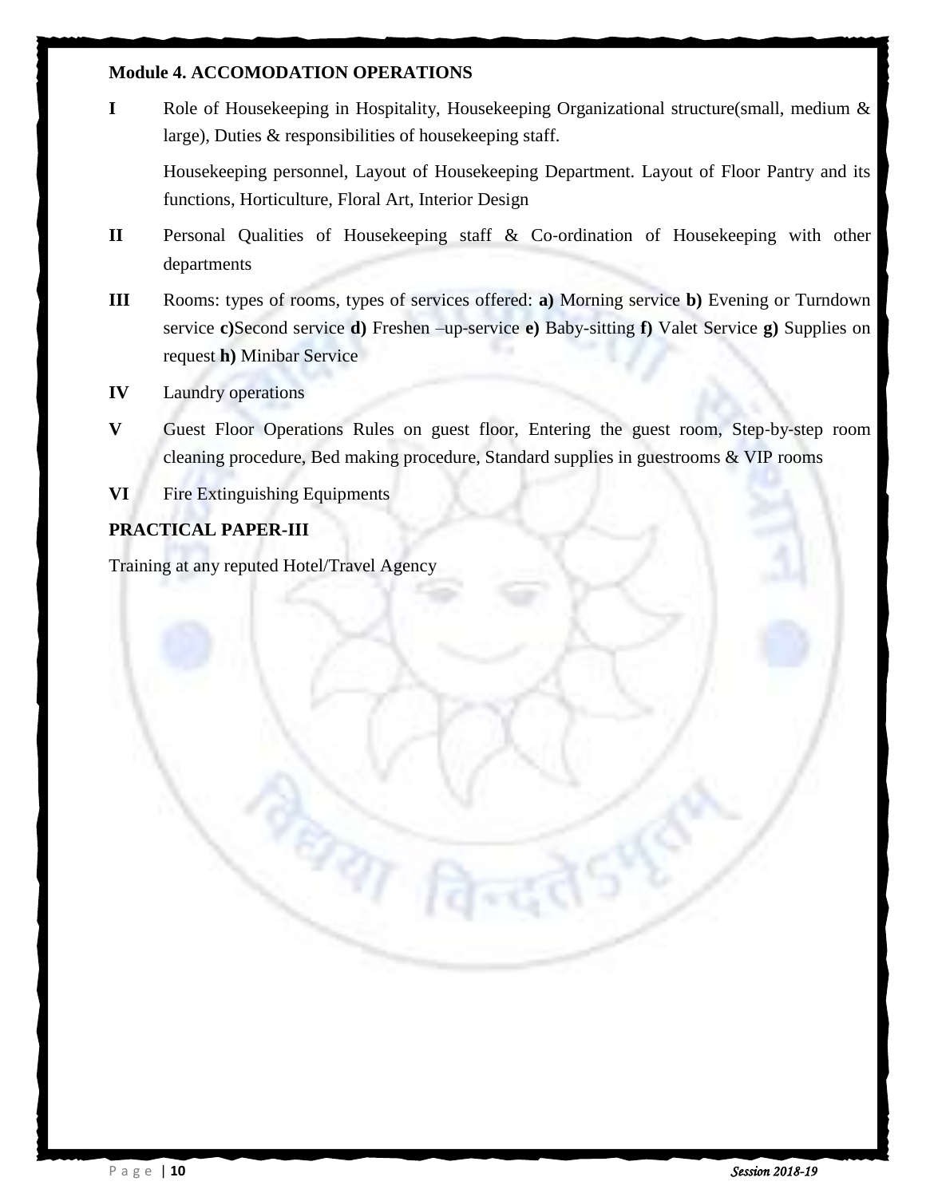**Module 4. ACCOMODATION OPERATIONS**

**I** Role of Housekeeping in Hospitality, Housekeeping Organizational structure(small, medium & large), Duties & responsibilities of housekeeping staff.

Housekeeping personnel, Layout of Housekeeping Department. Layout of Floor Pantry and its functions, Horticulture, Floral Art, Interior Design

**II** Personal Qualities of Housekeeping staff & Co-ordination of Housekeeping with other departments

**III** Rooms: types of rooms, types of services offered: **a)** Morning service **b)** Evening or Turndown service **c)**Second service **d)** Freshen –up-service **e)** Baby-sitting **f)** Valet Service **g)** Supplies on request **h)** Minibar Service

**IV** Laundry operations

**V** Guest Floor Operations Rules on guest floor, Entering the guest room, Step-by-step room cleaning procedure, Bed making procedure, Standard supplies in guestrooms & VIP rooms

**VI** Fire Extinguishing Equipments

**PRACTICAL PAPER-III**

Training at any reputed Hotel/Travel Agency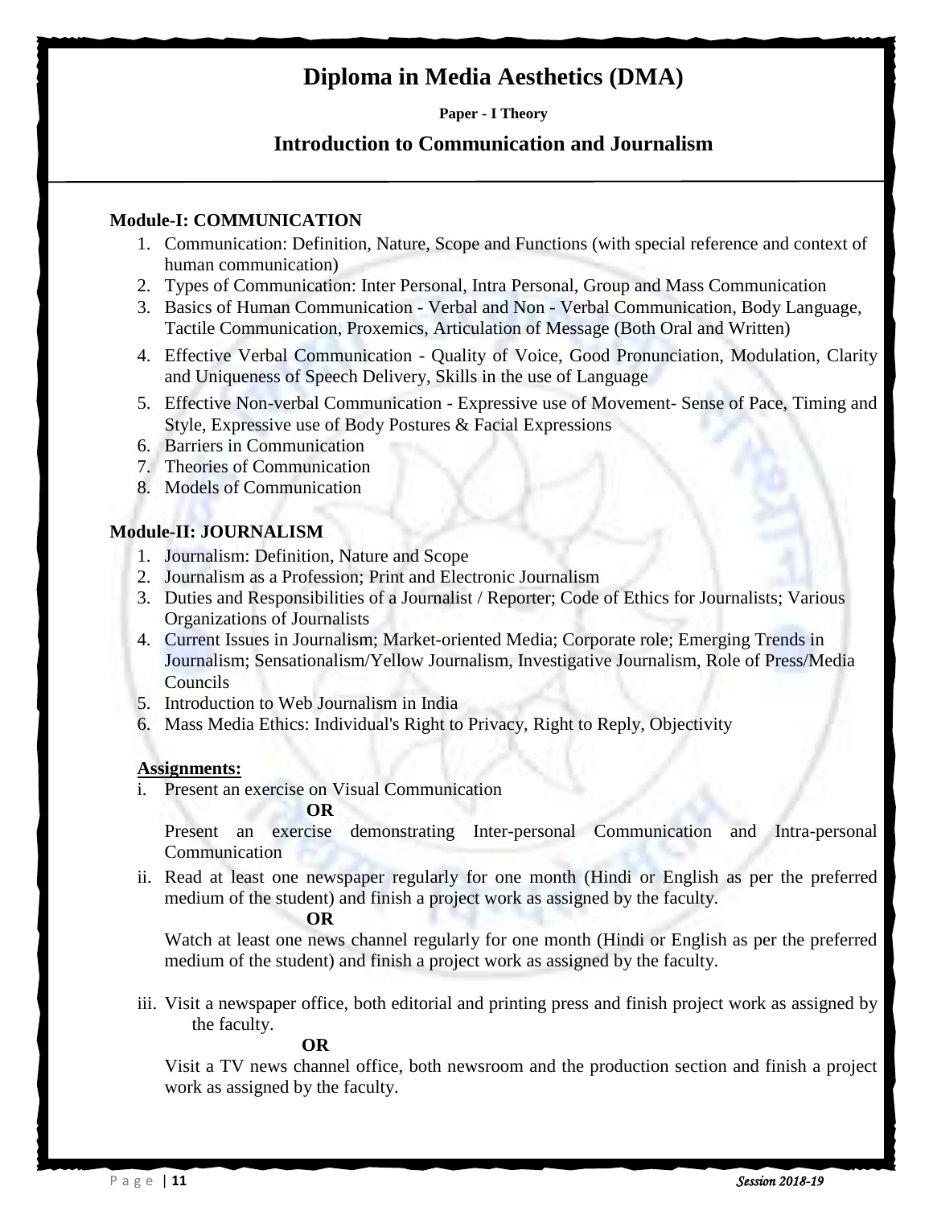# Diploma in Media Aesthetics (DMA)

**Paper - I Theory**

## Introduction to Communication and Journalism

**Module-I: COMMUNICATION**

1. Communication: Definition, Nature, Scope and Functions (with special reference and context of human communication)
2. Types of Communication: Inter Personal, Intra Personal, Group and Mass Communication
3. Basics of Human Communication - Verbal and Non - Verbal Communication, Body Language, Tactile Communication, Proxemics, Articulation of Message (Both Oral and Written)
4. Effective Verbal Communication - Quality of Voice, Good Pronunciation, Modulation, Clarity and Uniqueness of Speech Delivery, Skills in the use of Language
5. Effective Non-verbal Communication - Expressive use of Movement- Sense of Pace, Timing and Style, Expressive use of Body Postures & Facial Expressions
6. Barriers in Communication
7. Theories of Communication
8. Models of Communication

**Module-II: JOURNALISM**

1. Journalism: Definition, Nature and Scope
2. Journalism as a Profession; Print and Electronic Journalism
3. Duties and Responsibilities of a Journalist / Reporter; Code of Ethics for Journalists; Various Organizations of Journalists
4. Current Issues in Journalism; Market-oriented Media; Corporate role; Emerging Trends in Journalism; Sensationalism/Yellow Journalism, Investigative Journalism, Role of Press/Media Councils
5. Introduction to Web Journalism in India
6. Mass Media Ethics: Individual's Right to Privacy, Right to Reply, Objectivity

**Assignments:**

i. Present an exercise on Visual Communication

**OR**

Present an exercise demonstrating Inter-personal Communication and Intra-personal Communication

ii. Read at least one newspaper regularly for one month (Hindi or English as per the preferred medium of the student) and finish a project work as assigned by the faculty.

**OR**

Watch at least one news channel regularly for one month (Hindi or English as per the preferred medium of the student) and finish a project work as assigned by the faculty.

iii. Visit a newspaper office, both editorial and printing press and finish project work as assigned by the faculty.

**OR**

Visit a TV news channel office, both newsroom and the production section and finish a project work as assigned by the faculty.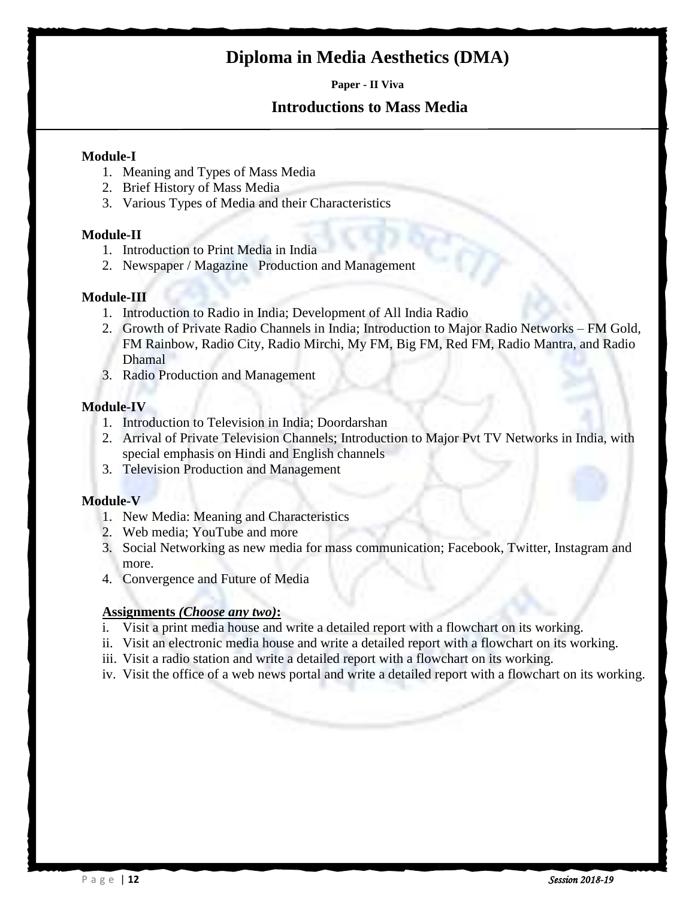# Diploma in Media Aesthetics (DMA)

**Paper - II Viva**

## Introductions to Mass Media

**Module-I**

1. Meaning and Types of Mass Media
2. Brief History of Mass Media
3. Various Types of Media and their Characteristics

**Module-II**

1. Introduction to Print Media in India
2. Newspaper / Magazine Production and Management

**Module-III**

1. Introduction to Radio in India; Development of All India Radio
2. Growth of Private Radio Channels in India; Introduction to Major Radio Networks – FM Gold, FM Rainbow, Radio City, Radio Mirchi, My FM, Big FM, Red FM, Radio Mantra, and Radio Dhamal
3. Radio Production and Management

**Module-IV**

1. Introduction to Television in India; Doordarshan
2. Arrival of Private Television Channels; Introduction to Major Pvt TV Networks in India, with special emphasis on Hindi and English channels
3. Television Production and Management

**Module-V**

1. New Media: Meaning and Characteristics
2. Web media; YouTube and more
3. Social Networking as new media for mass communication; Facebook, Twitter, Instagram and more.
4. Convergence and Future of Media

**Assignments *(Choose any two)*:**

i. Visit a print media house and write a detailed report with a flowchart on its working.
ii. Visit an electronic media house and write a detailed report with a flowchart on its working.
iii. Visit a radio station and write a detailed report with a flowchart on its working.
iv. Visit the office of a web news portal and write a detailed report with a flowchart on its working.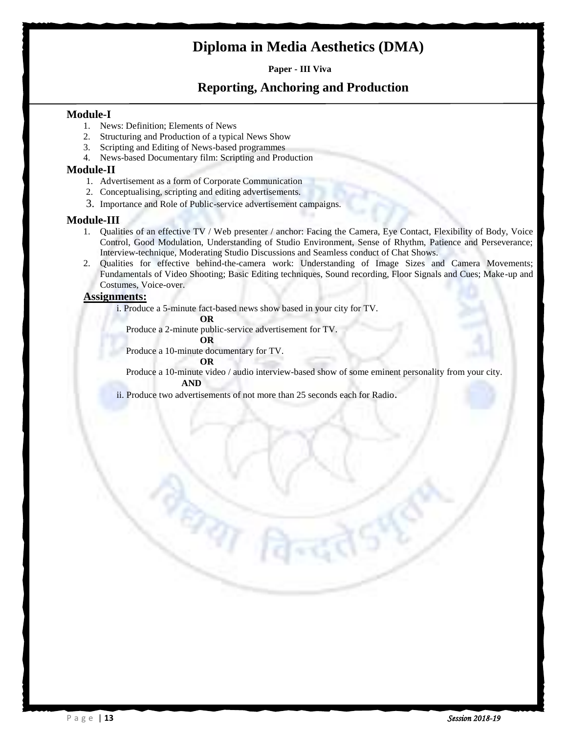# Diploma in Media Aesthetics (DMA)

**Paper - III Viva**

## Reporting, Anchoring and Production

### Module-I

1. News: Definition; Elements of News
2. Structuring and Production of a typical News Show
3. Scripting and Editing of News-based programmes
4. News-based Documentary film: Scripting and Production

### Module-II

1. Advertisement as a form of Corporate Communication
2. Conceptualising, scripting and editing advertisements.
3. Importance and Role of Public-service advertisement campaigns.

### Module-III

1. Qualities of an effective TV / Web presenter / anchor: Facing the Camera, Eye Contact, Flexibility of Body, Voice Control, Good Modulation, Understanding of Studio Environment, Sense of Rhythm, Patience and Perseverance; Interview-technique, Moderating Studio Discussions and Seamless conduct of Chat Shows.
2. Qualities for effective behind-the-camera work: Understanding of Image Sizes and Camera Movements; Fundamentals of Video Shooting; Basic Editing techniques, Sound recording, Floor Signals and Cues; Make-up and Costumes, Voice-over.

**Assignments:**

i. Produce a 5-minute fact-based news show based in your city for TV.

**OR**

Produce a 2-minute public-service advertisement for TV.

**OR**

Produce a 10-minute documentary for TV.

**OR**

Produce a 10-minute video / audio interview-based show of some eminent personality from your city.

**AND**

ii. Produce two advertisements of not more than 25 seconds each for Radio.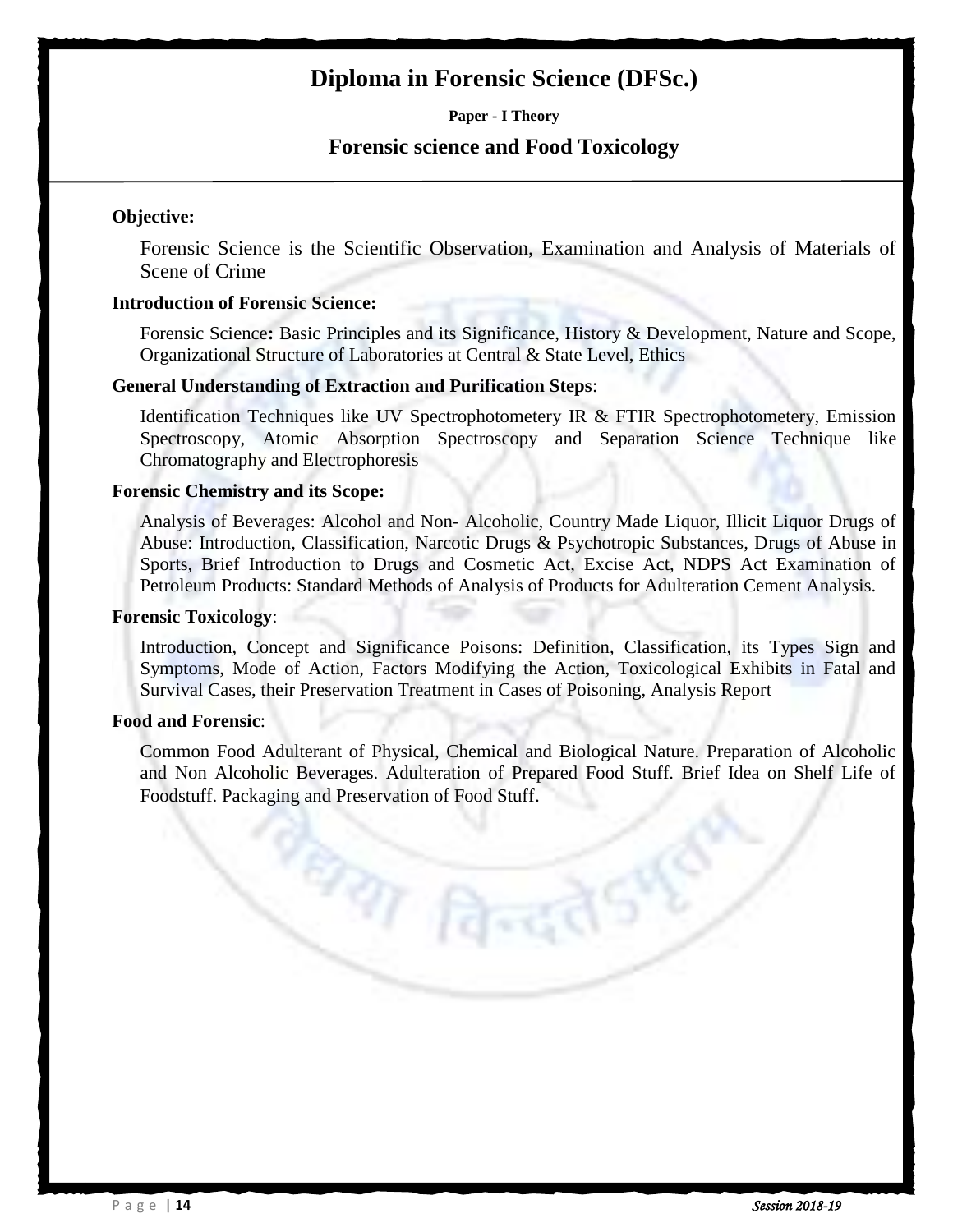# Diploma in Forensic Science (DFSc.)

**Paper - I Theory**

## Forensic science and Food Toxicology

**Objective:**

Forensic Science is the Scientific Observation, Examination and Analysis of Materials of Scene of Crime

**Introduction of Forensic Science:**

Forensic Science**:** Basic Principles and its Significance, History & Development, Nature and Scope, Organizational Structure of Laboratories at Central & State Level, Ethics

**General Understanding of Extraction and Purification Steps**:

Identification Techniques like UV Spectrophotometery IR & FTIR Spectrophotometery, Emission Spectroscopy, Atomic Absorption Spectroscopy and Separation Science Technique like Chromatography and Electrophoresis

**Forensic Chemistry and its Scope:**

Analysis of Beverages: Alcohol and Non- Alcoholic, Country Made Liquor, Illicit Liquor Drugs of Abuse: Introduction, Classification, Narcotic Drugs & Psychotropic Substances, Drugs of Abuse in Sports, Brief Introduction to Drugs and Cosmetic Act, Excise Act, NDPS Act Examination of Petroleum Products: Standard Methods of Analysis of Products for Adulteration Cement Analysis.

**Forensic Toxicology**:

Introduction, Concept and Significance Poisons: Definition, Classification, its Types Sign and Symptoms, Mode of Action, Factors Modifying the Action, Toxicological Exhibits in Fatal and Survival Cases, their Preservation Treatment in Cases of Poisoning, Analysis Report

**Food and Forensic**:

Common Food Adulterant of Physical, Chemical and Biological Nature. Preparation of Alcoholic and Non Alcoholic Beverages. Adulteration of Prepared Food Stuff. Brief Idea on Shelf Life of Foodstuff. Packaging and Preservation of Food Stuff.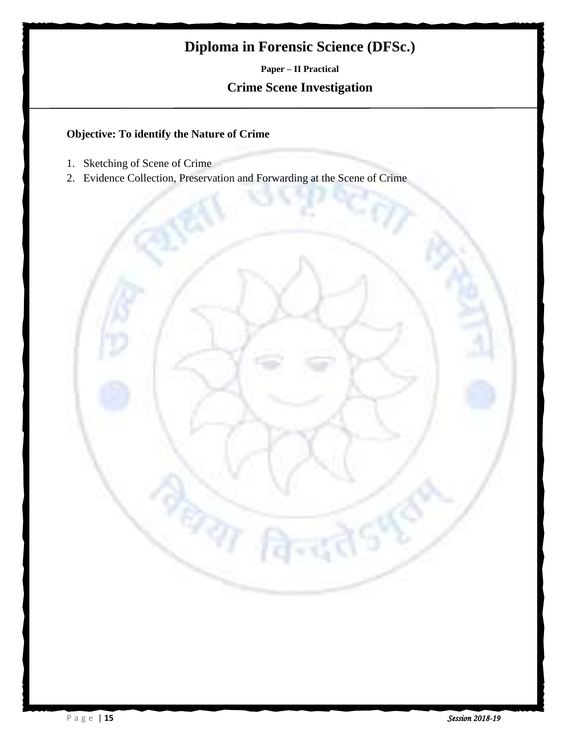# Diploma in Forensic Science (DFSc.)

**Paper – II Practical**

## Crime Scene Investigation

**Objective: To identify the Nature of Crime**

1. Sketching of Scene of Crime
2. Evidence Collection, Preservation and Forwarding at the Scene of Crime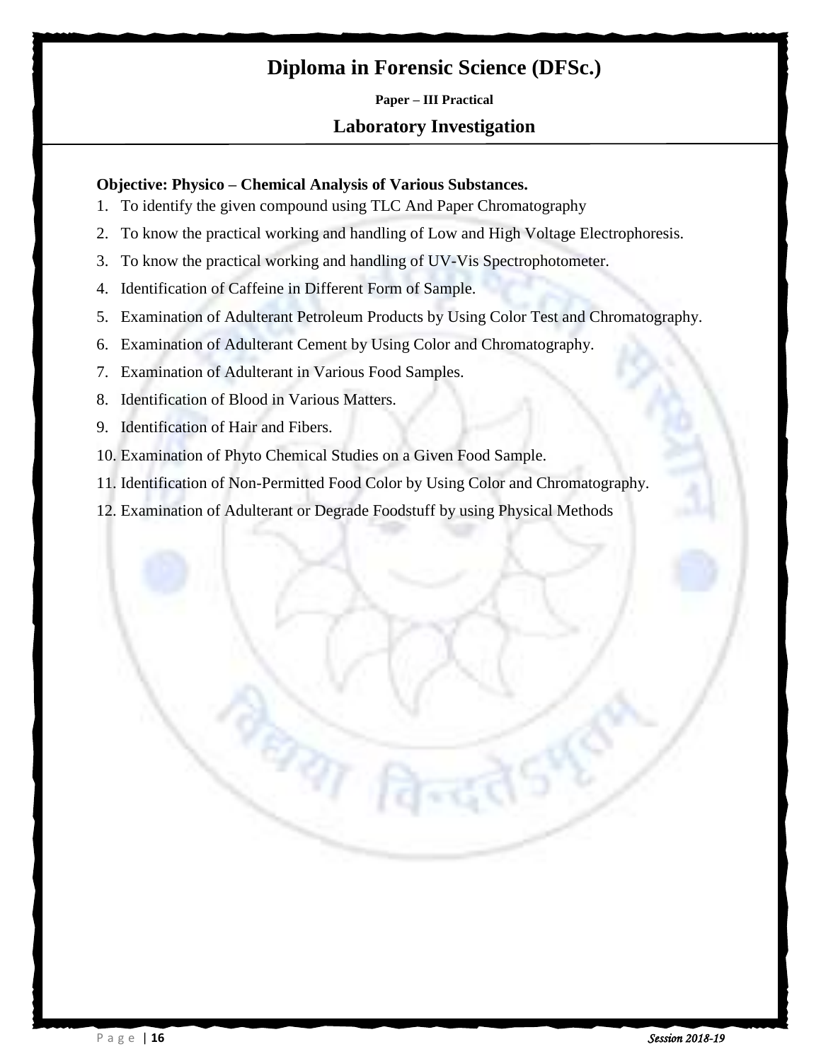# Diploma in Forensic Science (DFSc.)

**Paper – III Practical**

## Laboratory Investigation

**Objective: Physico – Chemical Analysis of Various Substances.**

1. To identify the given compound using TLC And Paper Chromatography
2. To know the practical working and handling of Low and High Voltage Electrophoresis.
3. To know the practical working and handling of UV-Vis Spectrophotometer.
4. Identification of Caffeine in Different Form of Sample.
5. Examination of Adulterant Petroleum Products by Using Color Test and Chromatography.
6. Examination of Adulterant Cement by Using Color and Chromatography.
7. Examination of Adulterant in Various Food Samples.
8. Identification of Blood in Various Matters.
9. Identification of Hair and Fibers.
10. Examination of Phyto Chemical Studies on a Given Food Sample.
11. Identification of Non-Permitted Food Color by Using Color and Chromatography.
12. Examination of Adulterant or Degrade Foodstuff by using Physical Methods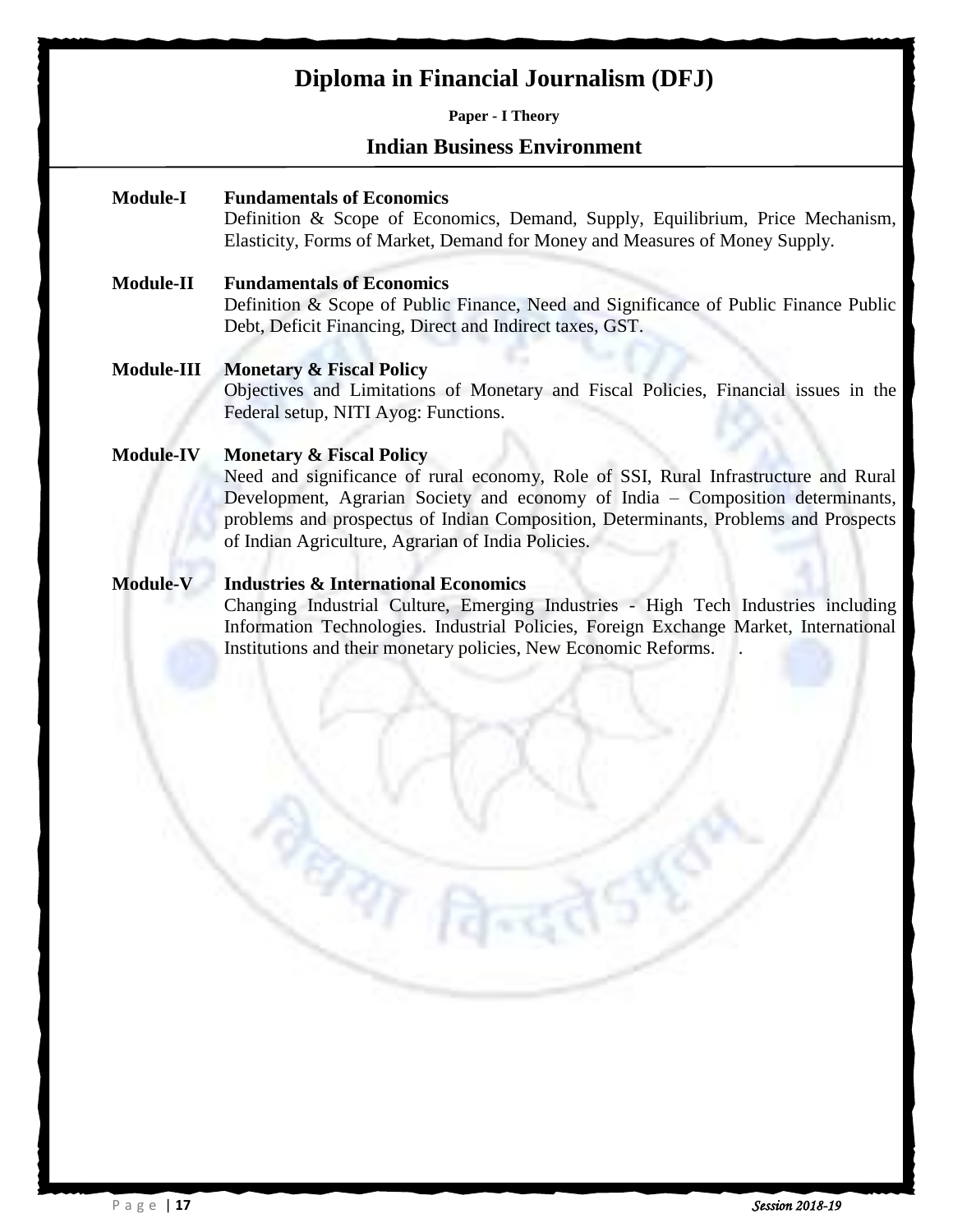# Diploma in Financial Journalism (DFJ)

**Paper - I Theory**

## Indian Business Environment

**Module-I** **Fundamentals of Economics**
Definition & Scope of Economics, Demand, Supply, Equilibrium, Price Mechanism, Elasticity, Forms of Market, Demand for Money and Measures of Money Supply.

**Module-II** **Fundamentals of Economics**
Definition & Scope of Public Finance, Need and Significance of Public Finance Public Debt, Deficit Financing, Direct and Indirect taxes, GST.

**Module-III** **Monetary & Fiscal Policy**
Objectives and Limitations of Monetary and Fiscal Policies, Financial issues in the Federal setup, NITI Ayog: Functions.

**Module-IV** **Monetary & Fiscal Policy**
Need and significance of rural economy, Role of SSI, Rural Infrastructure and Rural Development, Agrarian Society and economy of India – Composition determinants, problems and prospectus of Indian Composition, Determinants, Problems and Prospects of Indian Agriculture, Agrarian of India Policies.

**Module-V** **Industries & International Economics**
Changing Industrial Culture, Emerging Industries - High Tech Industries including Information Technologies. Industrial Policies, Foreign Exchange Market, International Institutions and their monetary policies, New Economic Reforms.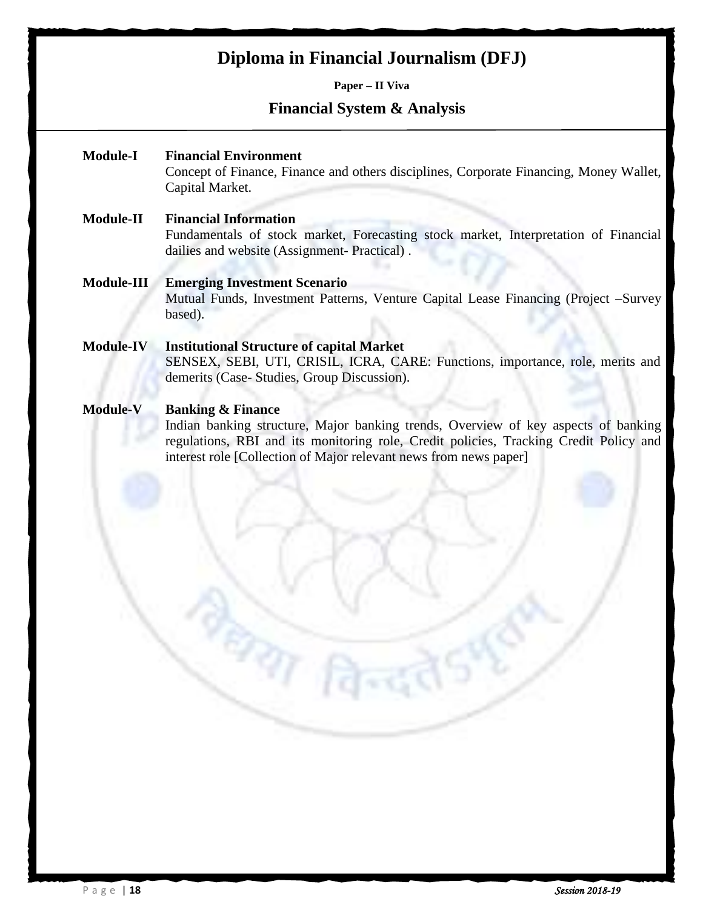# Diploma in Financial Journalism (DFJ)

**Paper – II Viva**

## Financial System & Analysis

**Module-I** **Financial Environment**
Concept of Finance, Finance and others disciplines, Corporate Financing, Money Wallet, Capital Market.

**Module-II** **Financial Information**
Fundamentals of stock market, Forecasting stock market, Interpretation of Financial dailies and website (Assignment- Practical) .

**Module-III** **Emerging Investment Scenario**
Mutual Funds, Investment Patterns, Venture Capital Lease Financing (Project –Survey based).

**Module-IV** **Institutional Structure of capital Market**
SENSEX, SEBI, UTI, CRISIL, ICRA, CARE: Functions, importance, role, merits and demerits (Case- Studies, Group Discussion).

**Module-V** **Banking & Finance**
Indian banking structure, Major banking trends, Overview of key aspects of banking regulations, RBI and its monitoring role, Credit policies, Tracking Credit Policy and interest role [Collection of Major relevant news from news paper]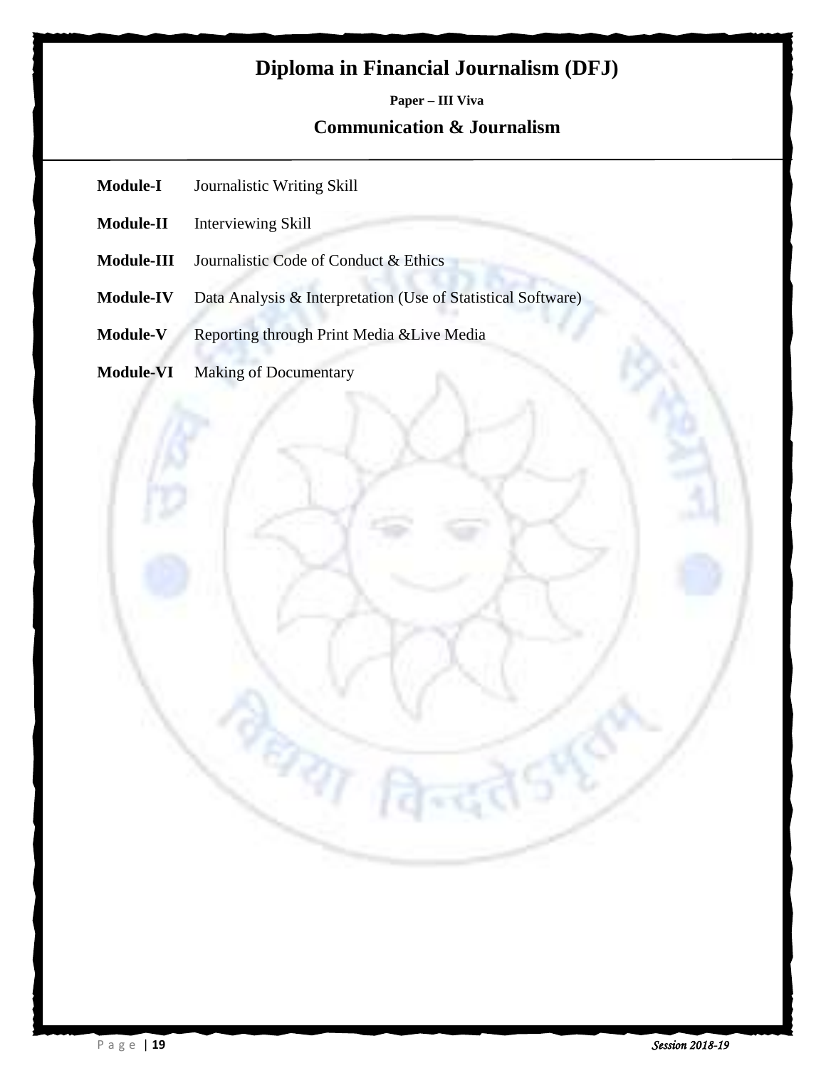# Diploma in Financial Journalism (DFJ)

**Paper – III Viva**

## Communication & Journalism

**Module-I** Journalistic Writing Skill

**Module-II** Interviewing Skill

**Module-III** Journalistic Code of Conduct & Ethics

**Module-IV** Data Analysis & Interpretation (Use of Statistical Software)

**Module-V** Reporting through Print Media &Live Media

**Module-VI** Making of Documentary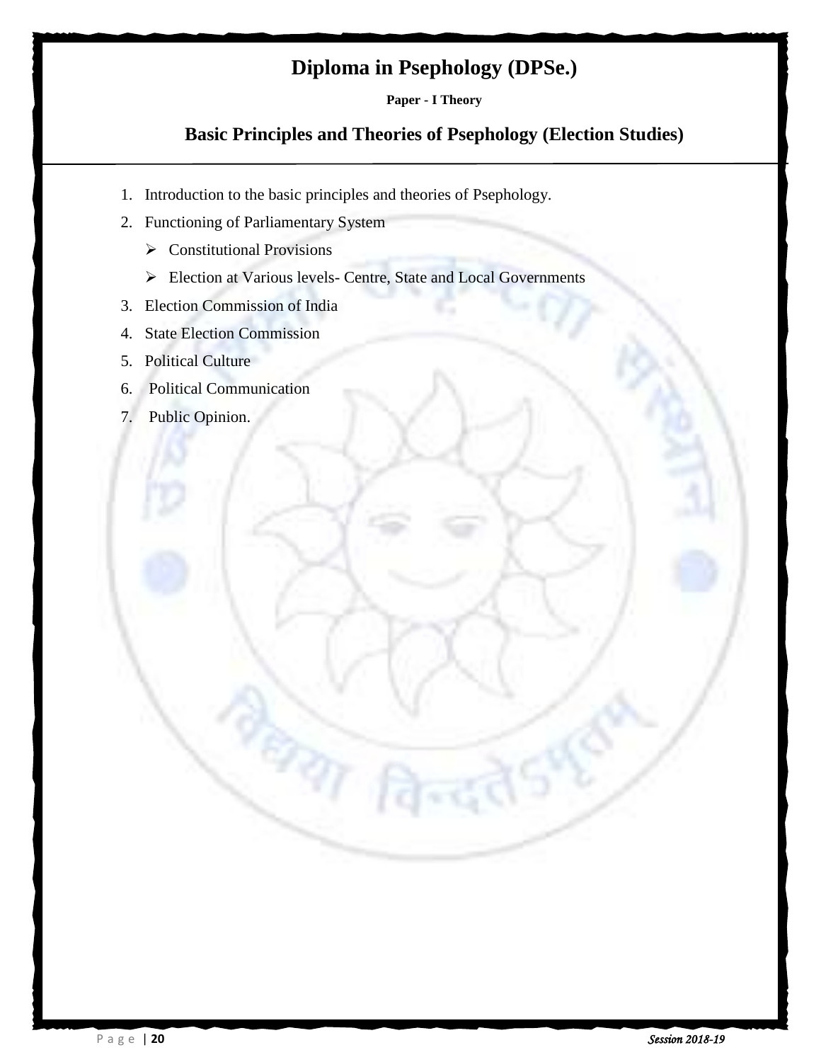# Diploma in Psephology (DPSe.)

**Paper - I Theory**

## Basic Principles and Theories of Psephology (Election Studies)

1. Introduction to the basic principles and theories of Psephology.
2. Functioning of Parliamentary System
   - Constitutional Provisions
   - Election at Various levels- Centre, State and Local Governments
3. Election Commission of India
4. State Election Commission
5. Political Culture
6. Political Communication
7. Public Opinion.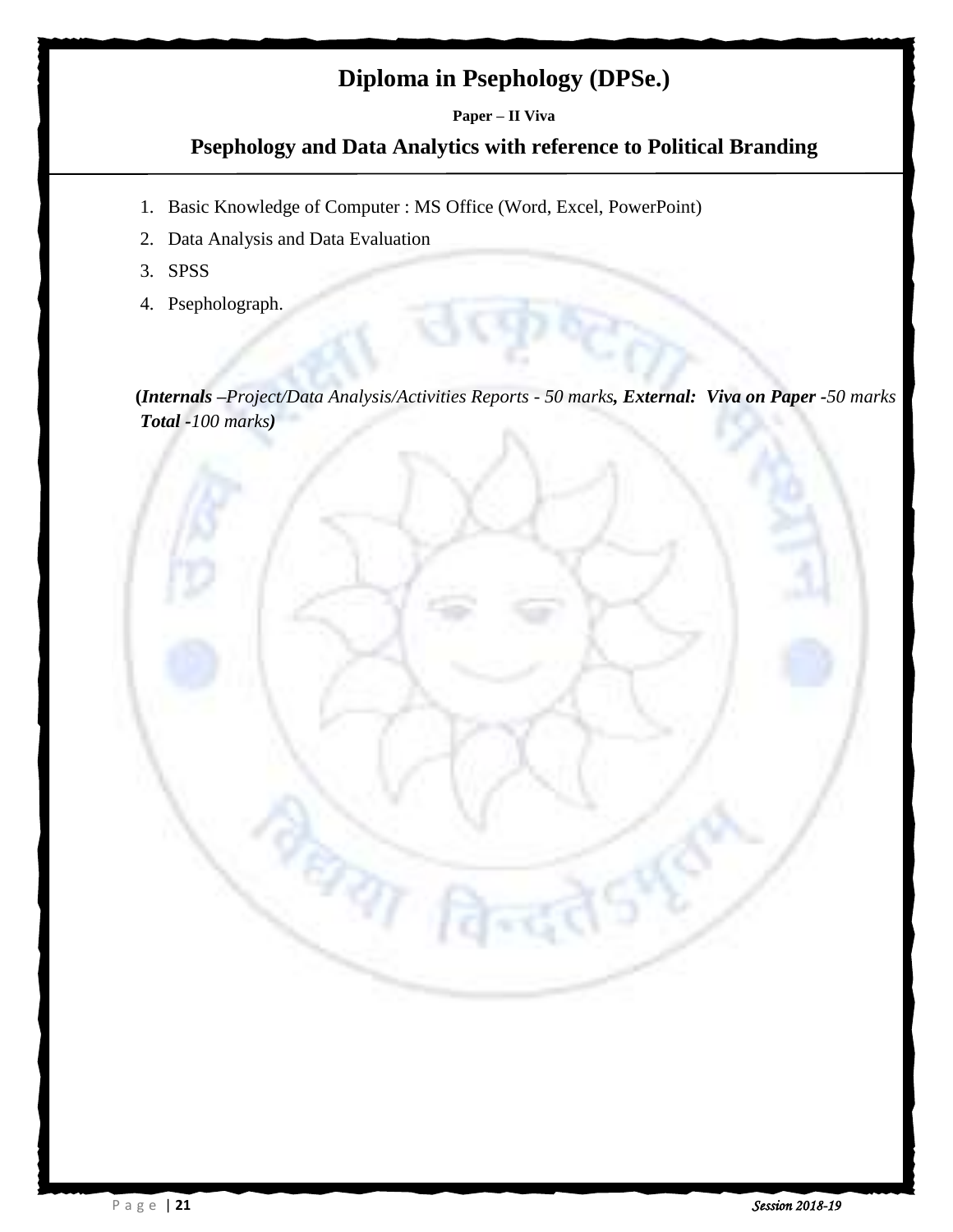# Diploma in Psephology (DPSe.)

**Paper – II Viva**

## Psephology and Data Analytics with reference to Political Branding

1. Basic Knowledge of Computer : MS Office (Word, Excel, PowerPoint)
2. Data Analysis and Data Evaluation
3. SPSS
4. Psepholograph.

**(*Internals*** *–Project/Data Analysis/Activities Reports - 50 marks****, External:  Viva on Paper -****50 marks* ***Total -****100 marks****)***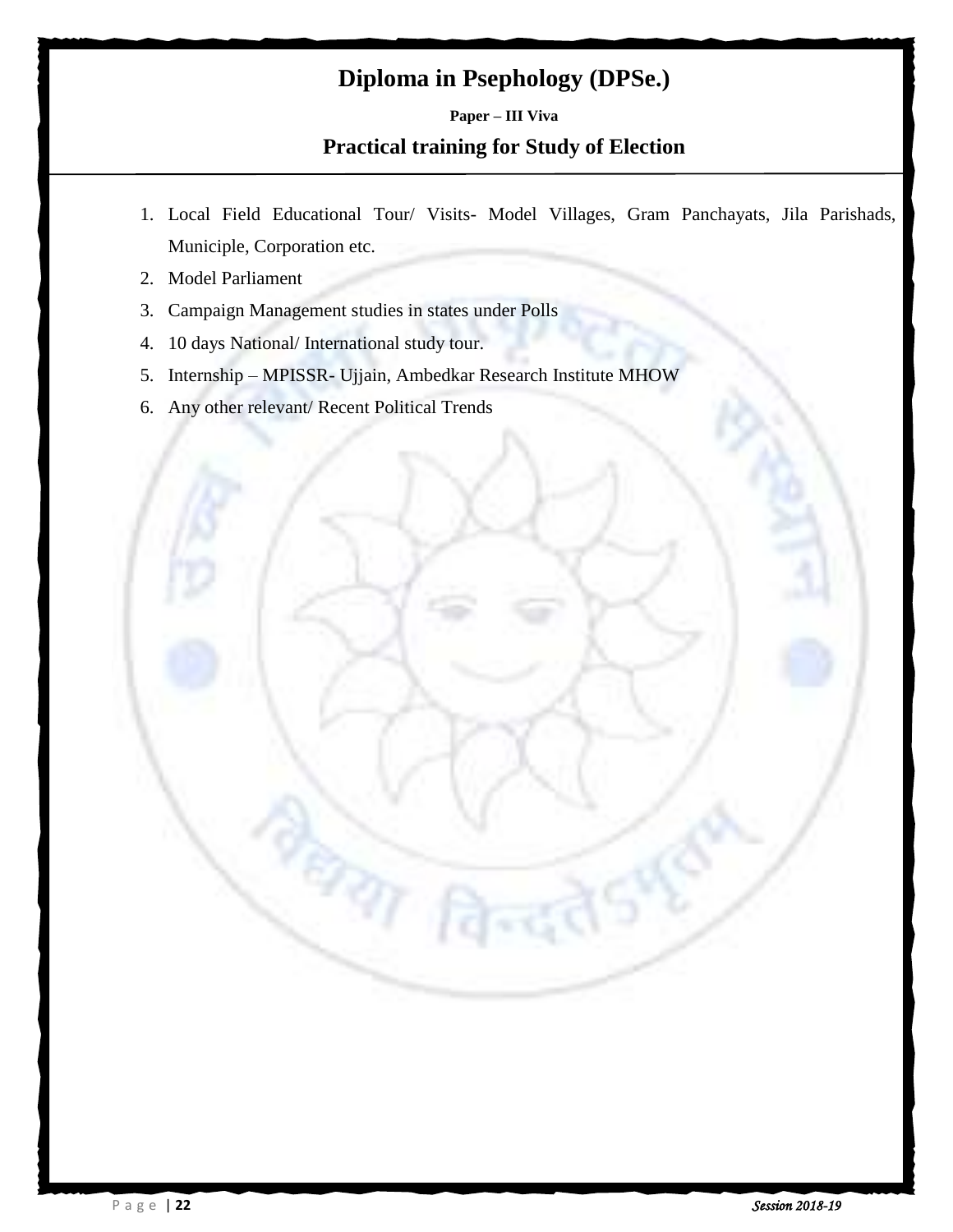# Diploma in Psephology (DPSe.)

**Paper – III Viva**

## Practical training for Study of Election

1. Local Field Educational Tour/ Visits- Model Villages, Gram Panchayats, Jila Parishads, Municiple, Corporation etc.
2. Model Parliament
3. Campaign Management studies in states under Polls
4. 10 days National/ International study tour.
5. Internship – MPISSR- Ujjain, Ambedkar Research Institute MHOW
6. Any other relevant/ Recent Political Trends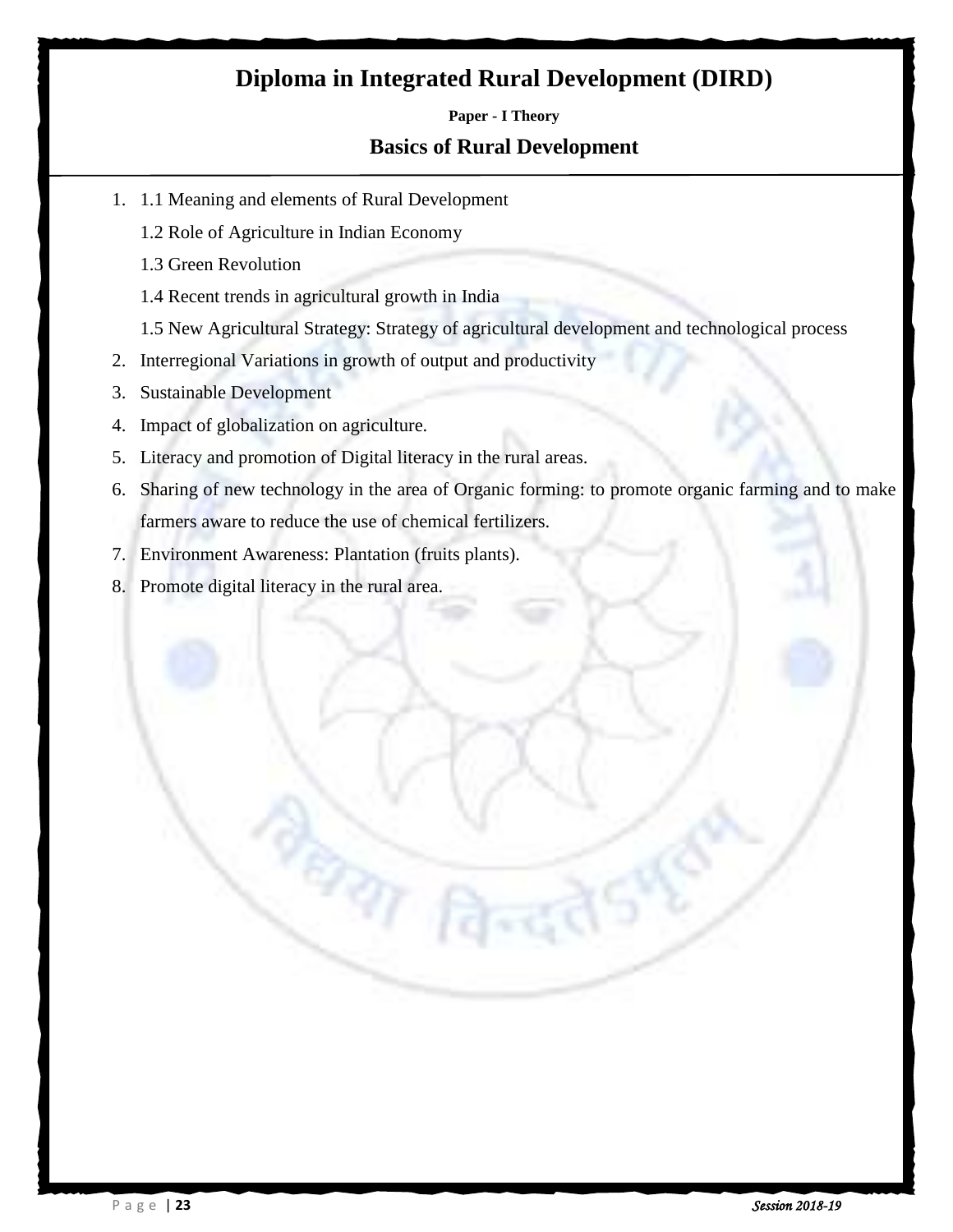# Diploma in Integrated Rural Development (DIRD)

**Paper - I Theory**

## Basics of Rural Development

1. 1.1 Meaning and elements of Rural Development

   1.2 Role of Agriculture in Indian Economy

   1.3 Green Revolution

   1.4 Recent trends in agricultural growth in India

   1.5 New Agricultural Strategy: Strategy of agricultural development and technological process
2. Interregional Variations in growth of output and productivity
3. Sustainable Development
4. Impact of globalization on agriculture.
5. Literacy and promotion of Digital literacy in the rural areas.
6. Sharing of new technology in the area of Organic forming: to promote organic farming and to make farmers aware to reduce the use of chemical fertilizers.
7. Environment Awareness: Plantation (fruits plants).
8. Promote digital literacy in the rural area.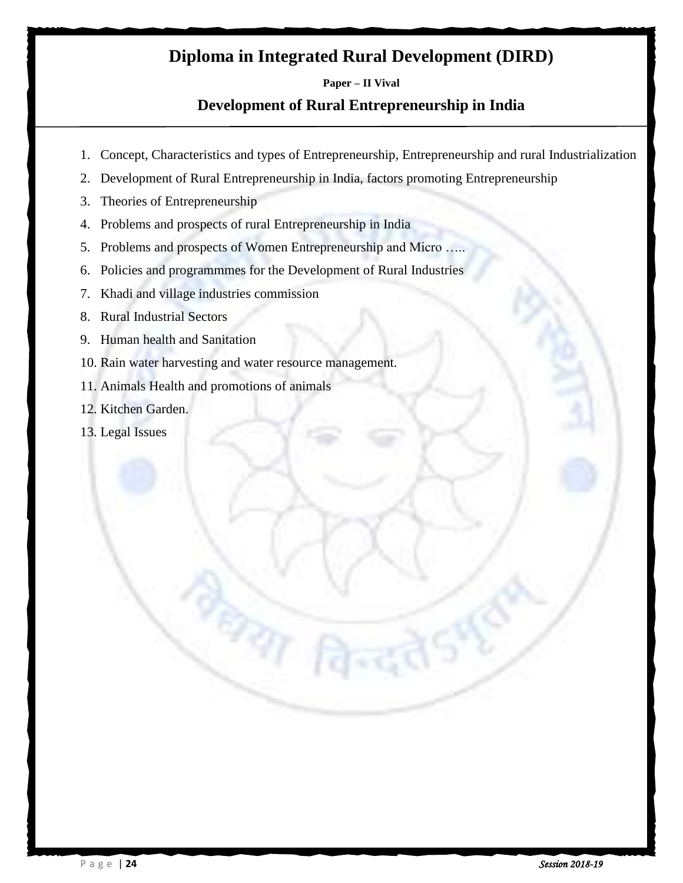# Diploma in Integrated Rural Development (DIRD)

**Paper – II Vival**

## Development of Rural Entrepreneurship in India

1. Concept, Characteristics and types of Entrepreneurship, Entrepreneurship and rural Industrialization
2. Development of Rural Entrepreneurship in India, factors promoting Entrepreneurship
3. Theories of Entrepreneurship
4. Problems and prospects of rural Entrepreneurship in India
5. Problems and prospects of Women Entrepreneurship and Micro …..
6. Policies and programmmes for the Development of Rural Industries
7. Khadi and village industries commission
8. Rural Industrial Sectors
9. Human health and Sanitation
10. Rain water harvesting and water resource management.
11. Animals Health and promotions of animals
12. Kitchen Garden.
13. Legal Issues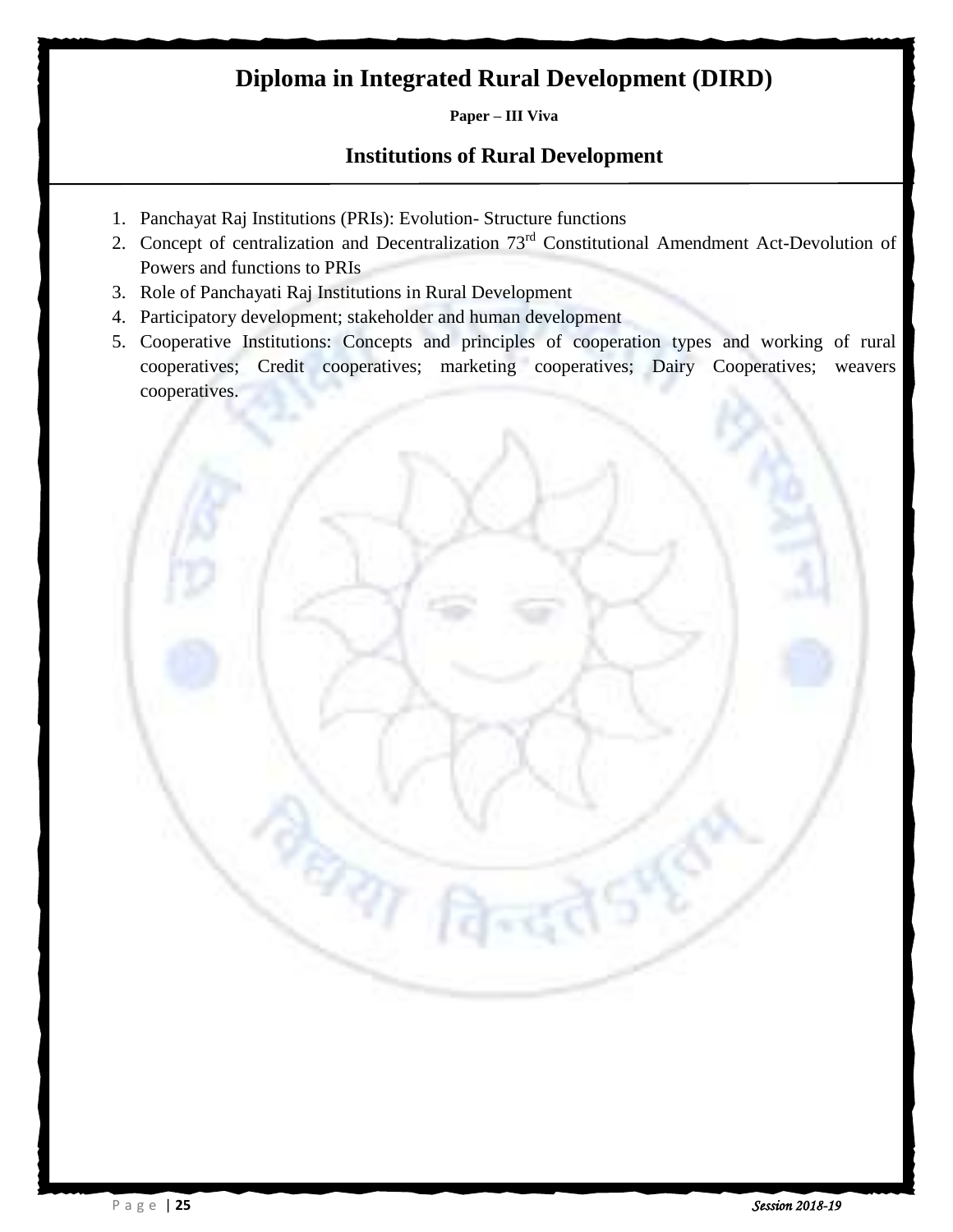# Diploma in Integrated Rural Development (DIRD)

**Paper – III Viva**

## Institutions of Rural Development

1. Panchayat Raj Institutions (PRIs): Evolution- Structure functions
2. Concept of centralization and Decentralization 73rd Constitutional Amendment Act-Devolution of Powers and functions to PRIs
3. Role of Panchayati Raj Institutions in Rural Development
4. Participatory development; stakeholder and human development
5. Cooperative Institutions: Concepts and principles of cooperation types and working of rural cooperatives; Credit cooperatives; marketing cooperatives; Dairy Cooperatives; weavers cooperatives.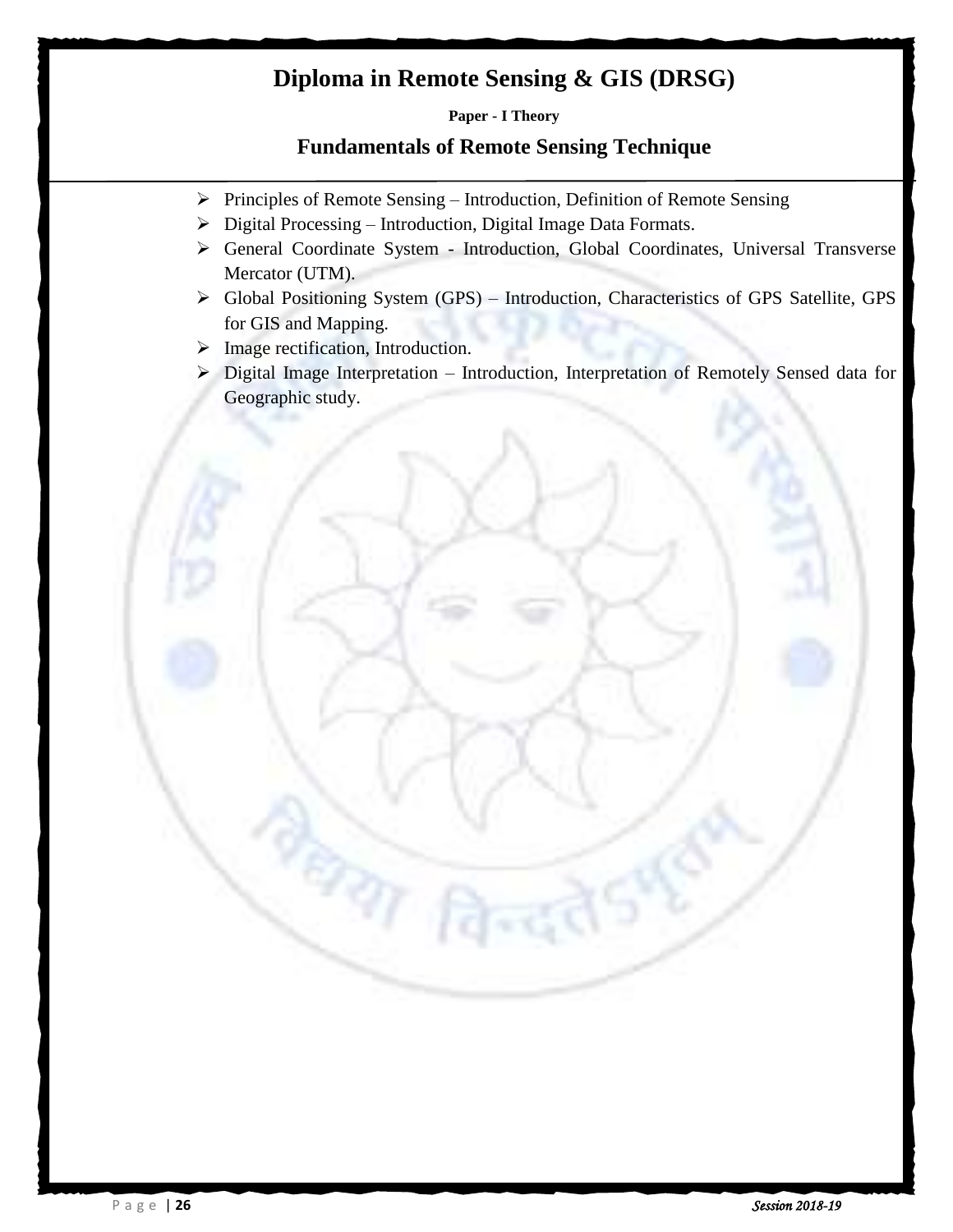# Diploma in Remote Sensing & GIS (DRSG)

**Paper - I Theory**

## Fundamentals of Remote Sensing Technique

- Principles of Remote Sensing – Introduction, Definition of Remote Sensing
- Digital Processing – Introduction, Digital Image Data Formats.
- General Coordinate System - Introduction, Global Coordinates, Universal Transverse Mercator (UTM).
- Global Positioning System (GPS) – Introduction, Characteristics of GPS Satellite, GPS for GIS and Mapping.
- Image rectification, Introduction.
- Digital Image Interpretation – Introduction, Interpretation of Remotely Sensed data for Geographic study.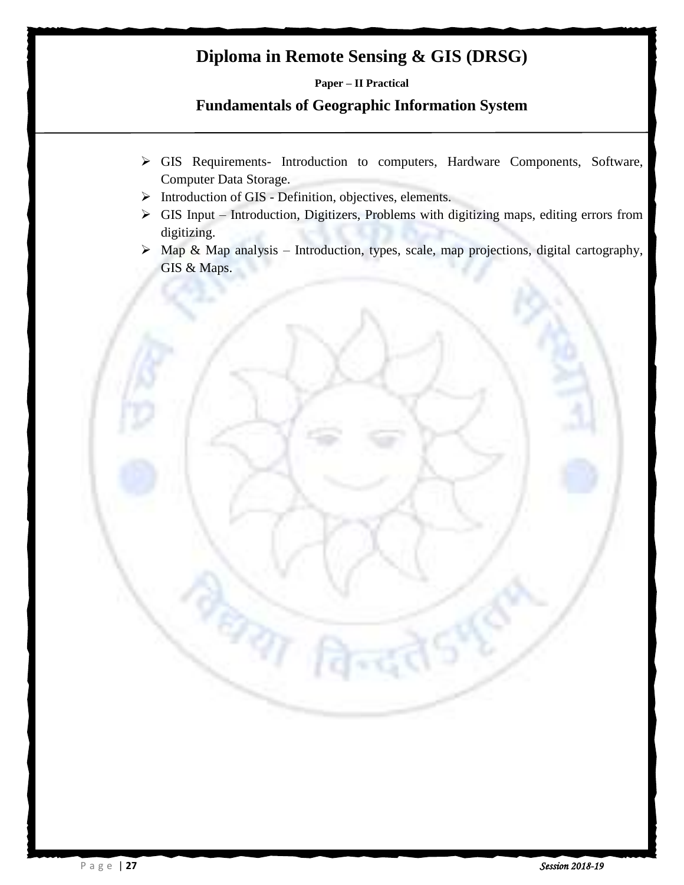# Diploma in Remote Sensing & GIS (DRSG)

**Paper – II Practical**

## Fundamentals of Geographic Information System

- GIS Requirements- Introduction to computers, Hardware Components, Software, Computer Data Storage.
- Introduction of GIS - Definition, objectives, elements.
- GIS Input – Introduction, Digitizers, Problems with digitizing maps, editing errors from digitizing.
- Map & Map analysis – Introduction, types, scale, map projections, digital cartography, GIS & Maps.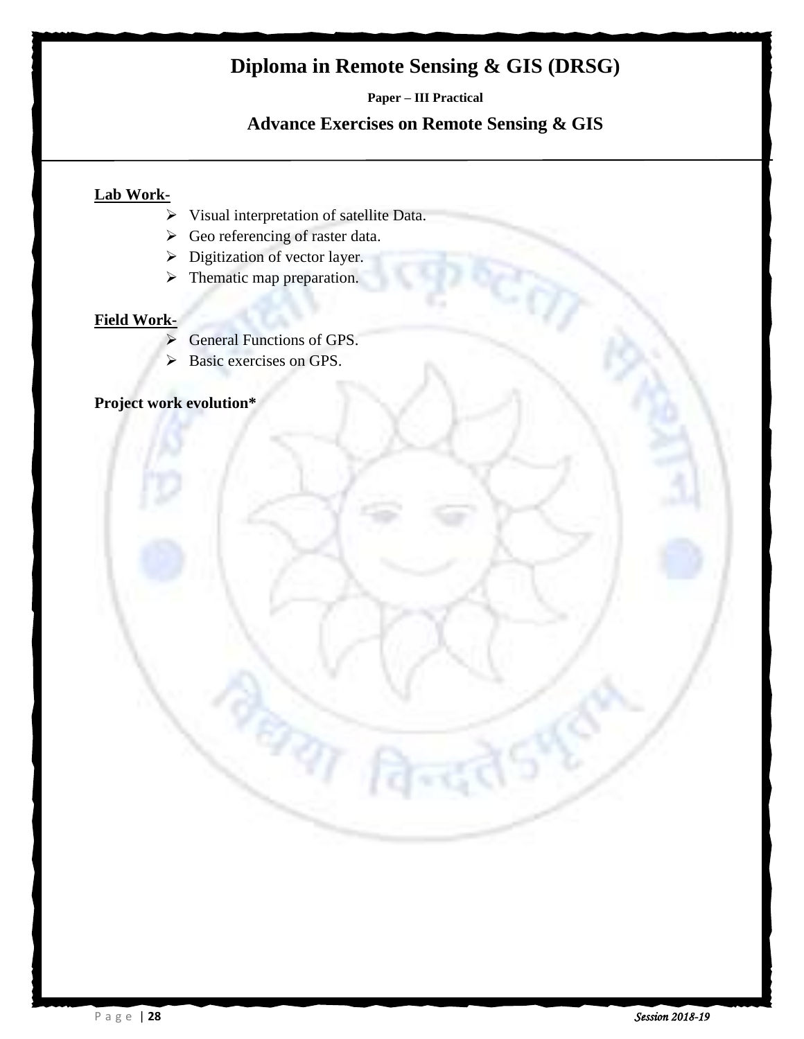# Diploma in Remote Sensing & GIS (DRSG)

**Paper – III Practical**

## Advance Exercises on Remote Sensing & GIS

**Lab Work-**

- Visual interpretation of satellite Data.
- Geo referencing of raster data.
- Digitization of vector layer.
- Thematic map preparation.

**Field Work-**

- General Functions of GPS.
- Basic exercises on GPS.

**Project work evolution***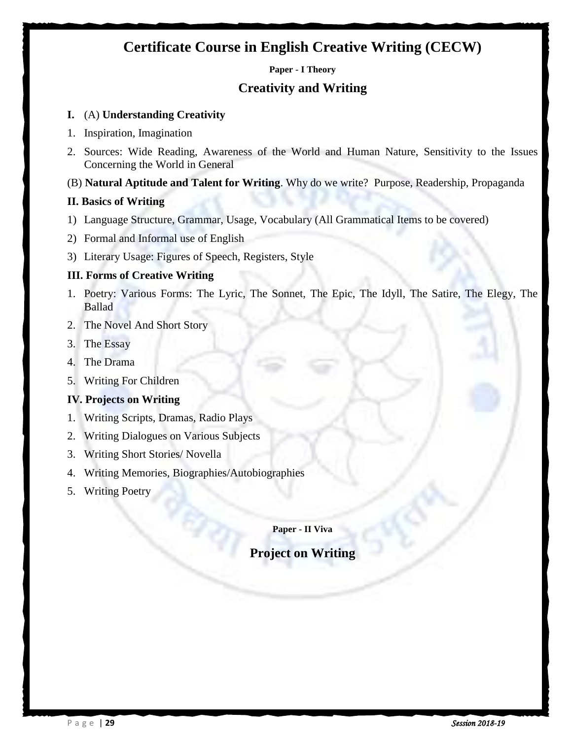# Certificate Course in English Creative Writing (CECW)

**Paper - I Theory**

## Creativity and Writing

**I.** (A) **Understanding Creativity**

1. Inspiration, Imagination
2. Sources: Wide Reading, Awareness of the World and Human Nature, Sensitivity to the Issues Concerning the World in General

(B) **Natural Aptitude and Talent for Writing**. Why do we write? Purpose, Readership, Propaganda

**II. Basics of Writing**

1) Language Structure, Grammar, Usage, Vocabulary (All Grammatical Items to be covered)
2) Formal and Informal use of English
3) Literary Usage: Figures of Speech, Registers, Style

**III. Forms of Creative Writing**

1. Poetry: Various Forms: The Lyric, The Sonnet, The Epic, The Idyll, The Satire, The Elegy, The Ballad
2. The Novel And Short Story
3. The Essay
4. The Drama
5. Writing For Children

**IV. Projects on Writing**

1. Writing Scripts, Dramas, Radio Plays
2. Writing Dialogues on Various Subjects
3. Writing Short Stories/ Novella
4. Writing Memories, Biographies/Autobiographies
5. Writing Poetry

**Paper - II Viva**

## Project on Writing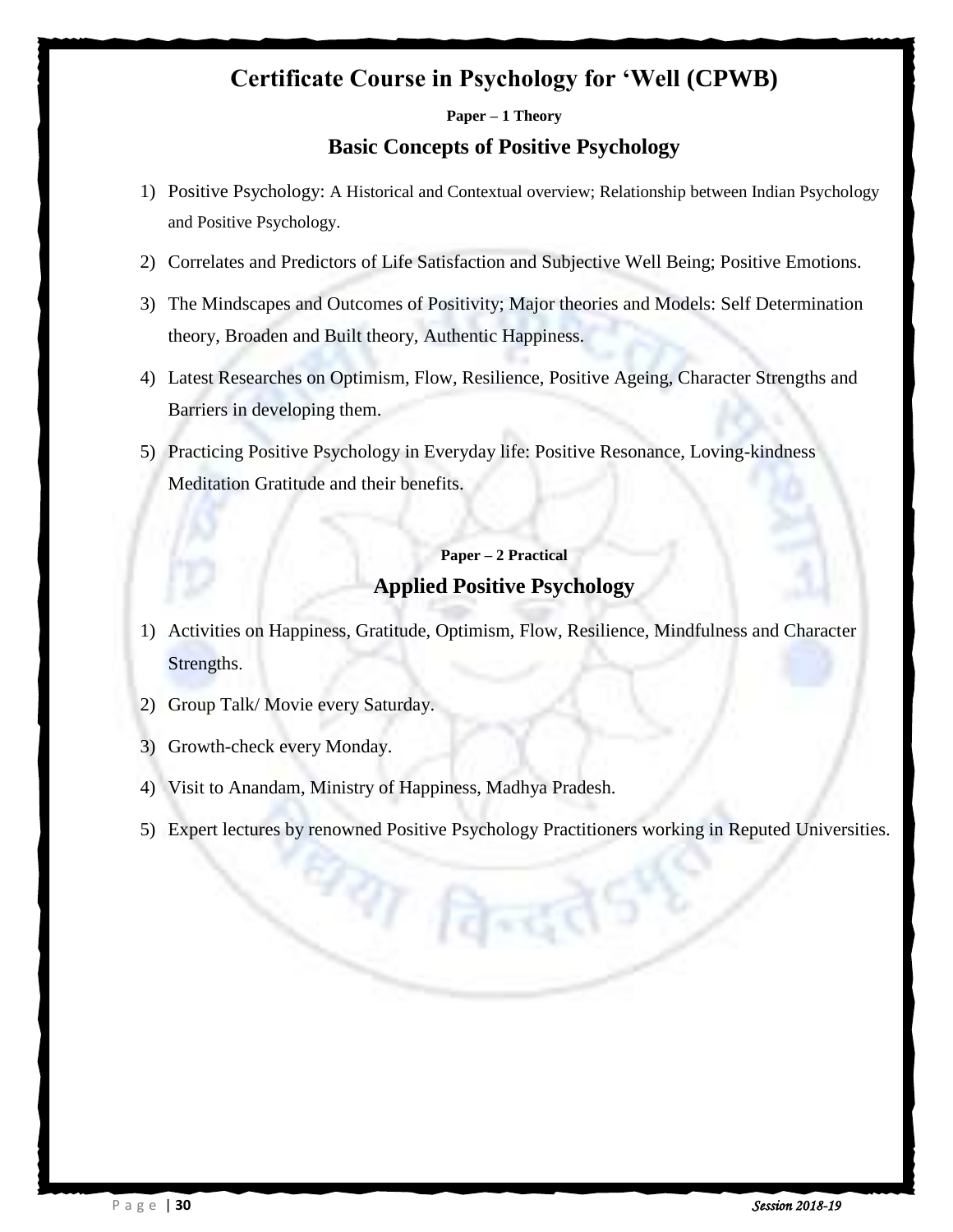# Certificate Course in Psychology for 'Well (CPWB)

**Paper – 1 Theory**

## Basic Concepts of Positive Psychology

1) Positive Psychology: A Historical and Contextual overview; Relationship between Indian Psychology and Positive Psychology.
2) Correlates and Predictors of Life Satisfaction and Subjective Well Being; Positive Emotions.
3) The Mindscapes and Outcomes of Positivity; Major theories and Models: Self Determination theory, Broaden and Built theory, Authentic Happiness.
4) Latest Researches on Optimism, Flow, Resilience, Positive Ageing, Character Strengths and Barriers in developing them.
5) Practicing Positive Psychology in Everyday life: Positive Resonance, Loving-kindness Meditation Gratitude and their benefits.

**Paper – 2 Practical**

## Applied Positive Psychology

1) Activities on Happiness, Gratitude, Optimism, Flow, Resilience, Mindfulness and Character Strengths.
2) Group Talk/ Movie every Saturday.
3) Growth-check every Monday.
4) Visit to Anandam, Ministry of Happiness, Madhya Pradesh.
5) Expert lectures by renowned Positive Psychology Practitioners working in Reputed Universities.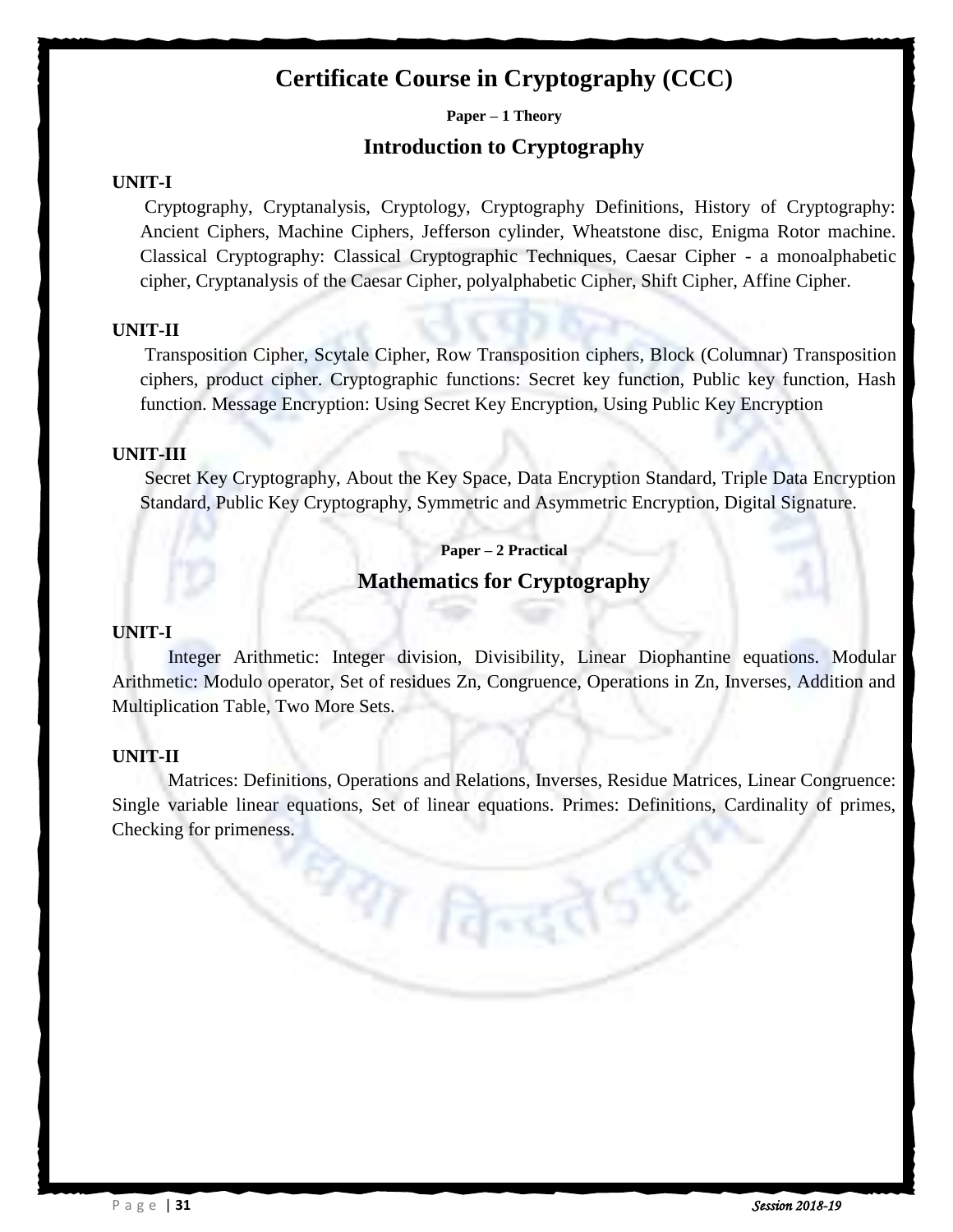# Certificate Course in Cryptography (CCC)

**Paper – 1 Theory**

## Introduction to Cryptography

**UNIT-I**

Cryptography, Cryptanalysis, Cryptology, Cryptography Definitions, History of Cryptography: Ancient Ciphers, Machine Ciphers, Jefferson cylinder, Wheatstone disc, Enigma Rotor machine. Classical Cryptography: Classical Cryptographic Techniques, Caesar Cipher - a monoalphabetic cipher, Cryptanalysis of the Caesar Cipher, polyalphabetic Cipher, Shift Cipher, Affine Cipher.

**UNIT-II**

Transposition Cipher, Scytale Cipher, Row Transposition ciphers, Block (Columnar) Transposition ciphers, product cipher. Cryptographic functions: Secret key function, Public key function, Hash function. Message Encryption: Using Secret Key Encryption, Using Public Key Encryption

**UNIT-III**

Secret Key Cryptography, About the Key Space, Data Encryption Standard, Triple Data Encryption Standard, Public Key Cryptography, Symmetric and Asymmetric Encryption, Digital Signature.

**Paper – 2 Practical**

## Mathematics for Cryptography

**UNIT-I**

Integer Arithmetic: Integer division, Divisibility, Linear Diophantine equations. Modular Arithmetic: Modulo operator, Set of residues Zn, Congruence, Operations in Zn, Inverses, Addition and Multiplication Table, Two More Sets.

**UNIT-II**

Matrices: Definitions, Operations and Relations, Inverses, Residue Matrices, Linear Congruence: Single variable linear equations, Set of linear equations. Primes: Definitions, Cardinality of primes, Checking for primeness.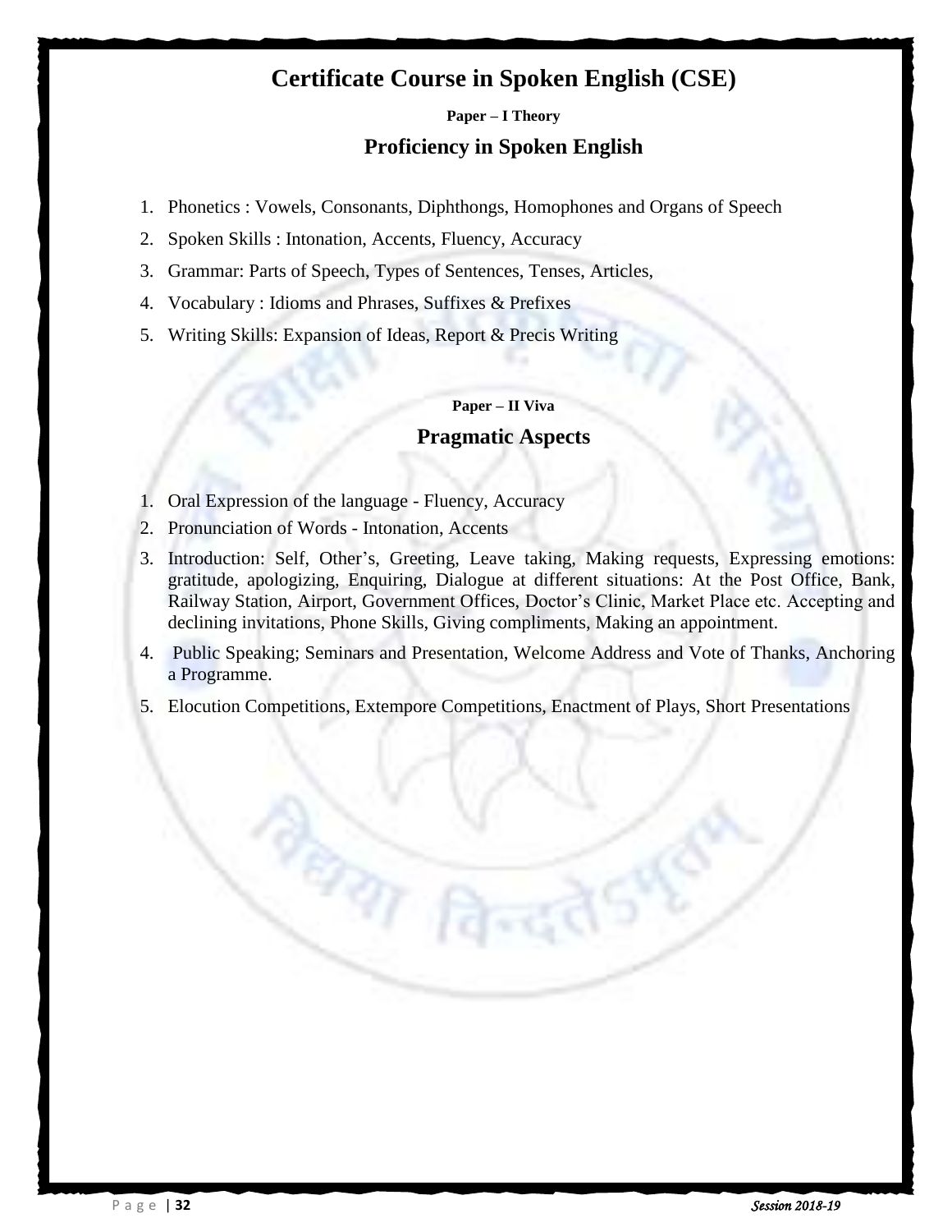# Certificate Course in Spoken English (CSE)

**Paper – I Theory**

## Proficiency in Spoken English

1. Phonetics : Vowels, Consonants, Diphthongs, Homophones and Organs of Speech
2. Spoken Skills : Intonation, Accents, Fluency, Accuracy
3. Grammar: Parts of Speech, Types of Sentences, Tenses, Articles,
4. Vocabulary : Idioms and Phrases, Suffixes & Prefixes
5. Writing Skills: Expansion of Ideas, Report & Precis Writing

**Paper – II Viva**

## Pragmatic Aspects

1. Oral Expression of the language - Fluency, Accuracy
2. Pronunciation of Words - Intonation, Accents
3. Introduction: Self, Other's, Greeting, Leave taking, Making requests, Expressing emotions: gratitude, apologizing, Enquiring, Dialogue at different situations: At the Post Office, Bank, Railway Station, Airport, Government Offices, Doctor's Clinic, Market Place etc. Accepting and declining invitations, Phone Skills, Giving compliments, Making an appointment.
4. Public Speaking; Seminars and Presentation, Welcome Address and Vote of Thanks, Anchoring a Programme.
5. Elocution Competitions, Extempore Competitions, Enactment of Plays, Short Presentations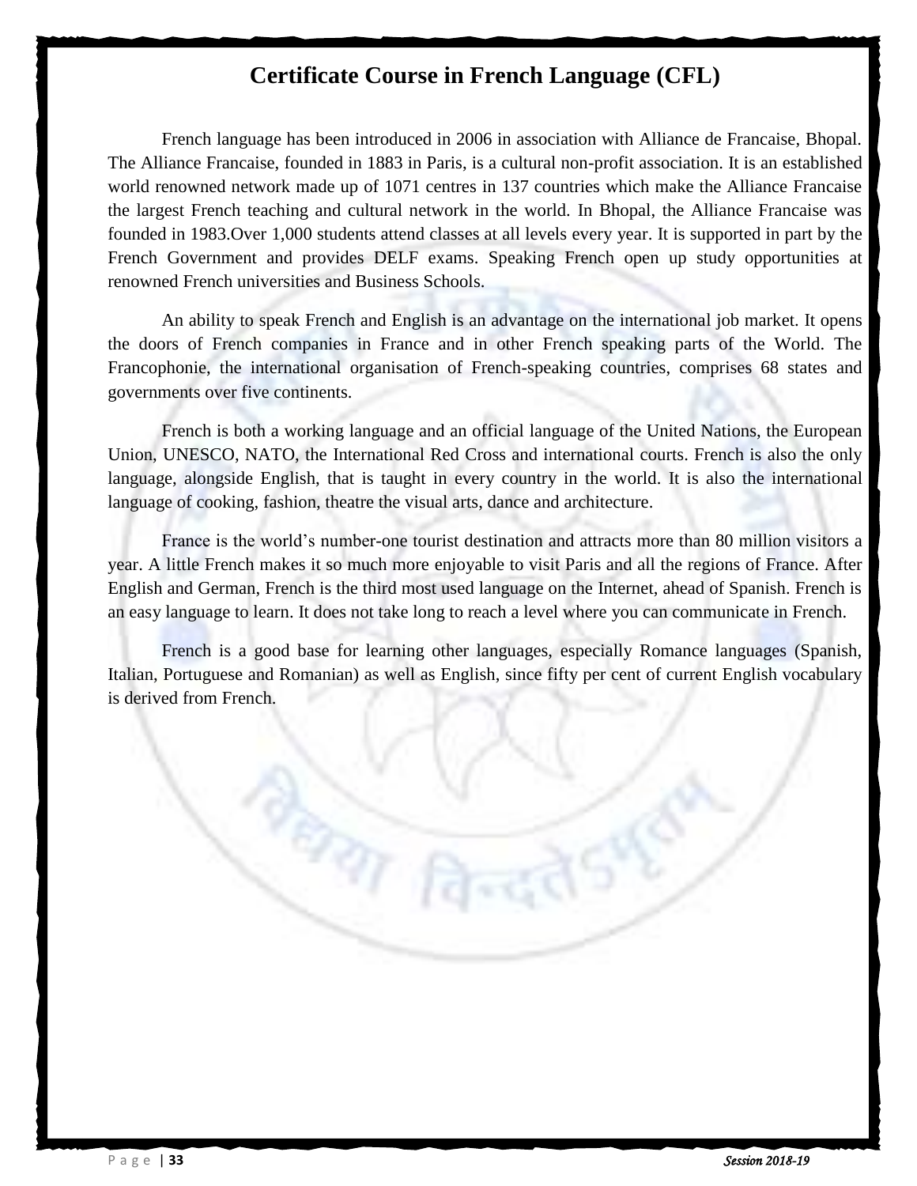# Certificate Course in French Language (CFL)

French language has been introduced in 2006 in association with Alliance de Francaise, Bhopal. The Alliance Francaise, founded in 1883 in Paris, is a cultural non-profit association. It is an established world renowned network made up of 1071 centres in 137 countries which make the Alliance Francaise the largest French teaching and cultural network in the world. In Bhopal, the Alliance Francaise was founded in 1983.Over 1,000 students attend classes at all levels every year. It is supported in part by the French Government and provides DELF exams. Speaking French open up study opportunities at renowned French universities and Business Schools.

An ability to speak French and English is an advantage on the international job market. It opens the doors of French companies in France and in other French speaking parts of the World. The Francophonie, the international organisation of French-speaking countries, comprises 68 states and governments over five continents.

French is both a working language and an official language of the United Nations, the European Union, UNESCO, NATO, the International Red Cross and international courts. French is also the only language, alongside English, that is taught in every country in the world. It is also the international language of cooking, fashion, theatre the visual arts, dance and architecture.

France is the world's number-one tourist destination and attracts more than 80 million visitors a year. A little French makes it so much more enjoyable to visit Paris and all the regions of France. After English and German, French is the third most used language on the Internet, ahead of Spanish. French is an easy language to learn. It does not take long to reach a level where you can communicate in French.

French is a good base for learning other languages, especially Romance languages (Spanish, Italian, Portuguese and Romanian) as well as English, since fifty per cent of current English vocabulary is derived from French.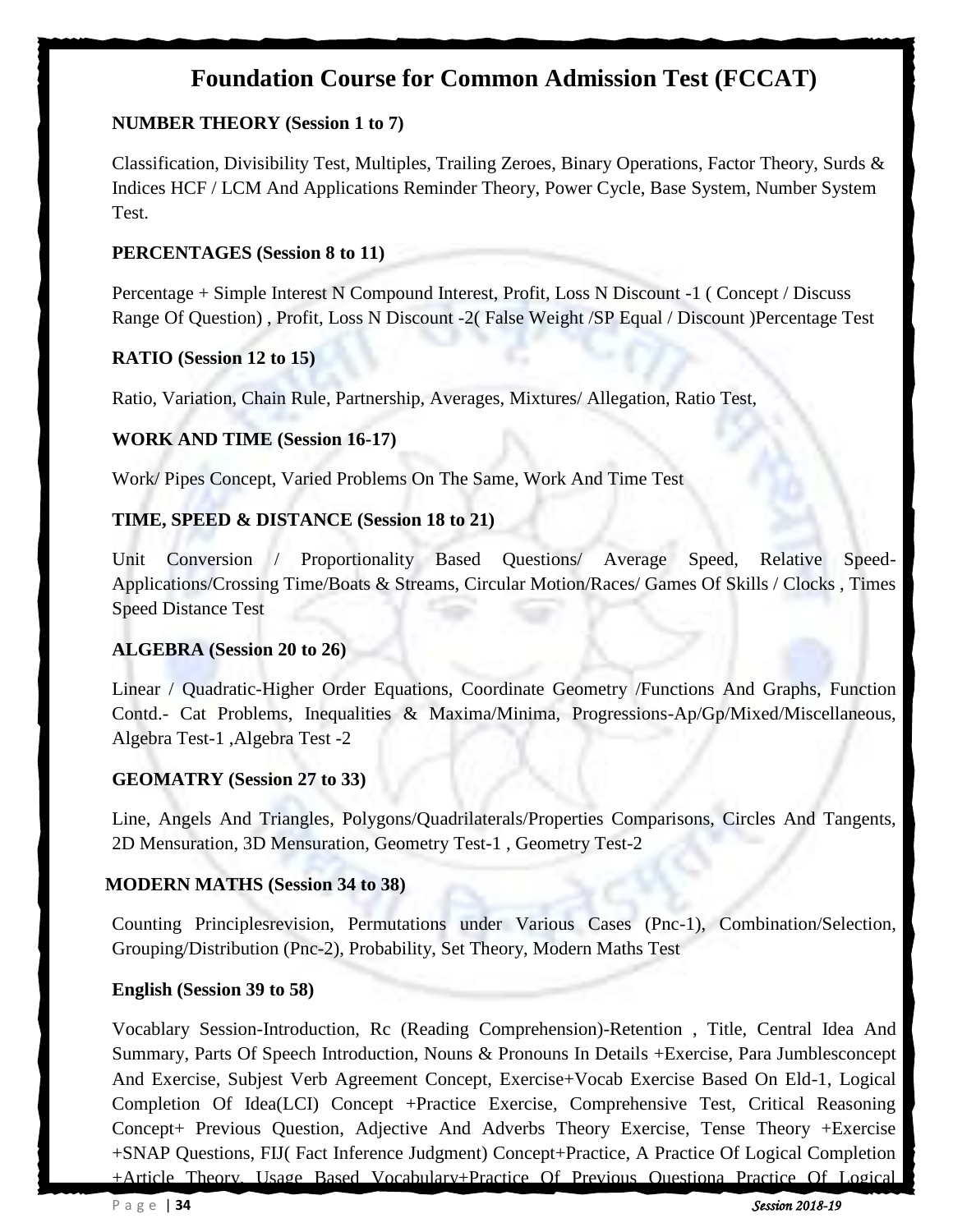# Foundation Course for Common Admission Test (FCCAT)

**NUMBER THEORY (Session 1 to 7)**

Classification, Divisibility Test, Multiples, Trailing Zeroes, Binary Operations, Factor Theory, Surds & Indices HCF / LCM And Applications Reminder Theory, Power Cycle, Base System, Number System Test.

**PERCENTAGES (Session 8 to 11)**

Percentage + Simple Interest N Compound Interest, Profit, Loss N Discount -1 ( Concept / Discuss Range Of Question) , Profit, Loss N Discount -2( False Weight /SP Equal / Discount )Percentage Test

**RATIO (Session 12 to 15)**

Ratio, Variation, Chain Rule, Partnership, Averages, Mixtures/ Allegation, Ratio Test,

**WORK AND TIME (Session 16-17)**

Work/ Pipes Concept, Varied Problems On The Same, Work And Time Test

**TIME, SPEED & DISTANCE (Session 18 to 21)**

Unit Conversion / Proportionality Based Questions/ Average Speed, Relative Speed-Applications/Crossing Time/Boats & Streams, Circular Motion/Races/ Games Of Skills / Clocks , Times Speed Distance Test

**ALGEBRA (Session 20 to 26)**

Linear / Quadratic-Higher Order Equations, Coordinate Geometry /Functions And Graphs, Function Contd.- Cat Problems, Inequalities & Maxima/Minima, Progressions-Ap/Gp/Mixed/Miscellaneous, Algebra Test-1 ,Algebra Test -2

**GEOMATRY (Session 27 to 33)**

Line, Angels And Triangles, Polygons/Quadrilaterals/Properties Comparisons, Circles And Tangents, 2D Mensuration, 3D Mensuration, Geometry Test-1 , Geometry Test-2

**MODERN MATHS (Session 34 to 38)**

Counting Principlesrevision, Permutations under Various Cases (Pnc-1), Combination/Selection, Grouping/Distribution (Pnc-2), Probability, Set Theory, Modern Maths Test

**English (Session 39 to 58)**

Vocablary Session-Introduction, Rc (Reading Comprehension)-Retention , Title, Central Idea And Summary, Parts Of Speech Introduction, Nouns & Pronouns In Details +Exercise, Para Jumblesconcept And Exercise, Subjest Verb Agreement Concept, Exercise+Vocab Exercise Based On Eld-1, Logical Completion Of Idea(LCI) Concept +Practice Exercise, Comprehensive Test, Critical Reasoning Concept+ Previous Question, Adjective And Adverbs Theory Exercise, Tense Theory +Exercise +SNAP Questions, FIJ( Fact Inference Judgment) Concept+Practice, A Practice Of Logical Completion +Article Theory, Usage Based Vocabulary+Practice Of Previous Questiona Practice Of Logical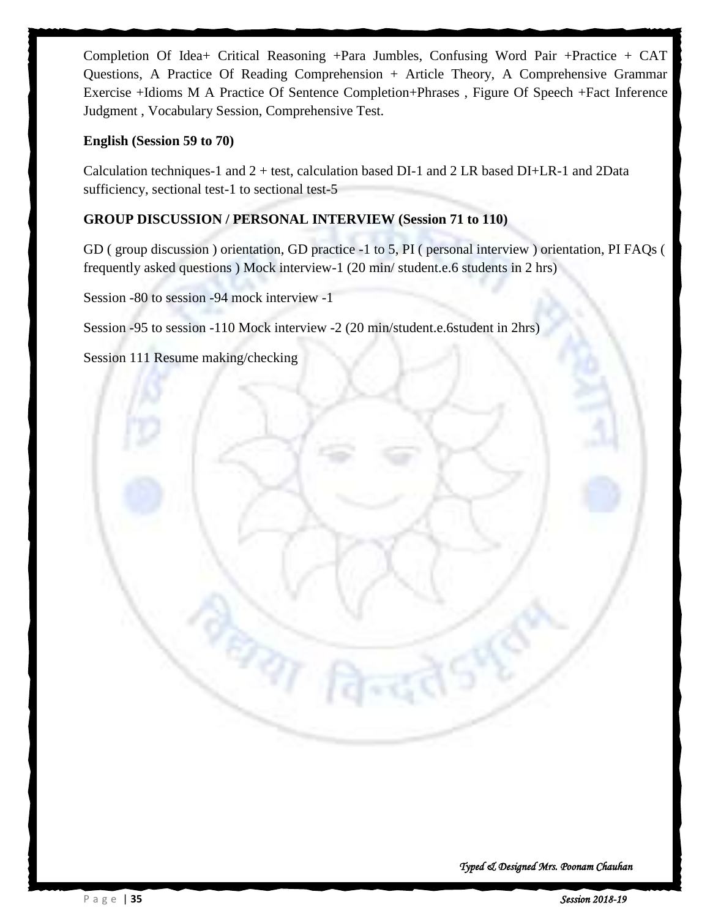Completion Of Idea+ Critical Reasoning +Para Jumbles, Confusing Word Pair +Practice + CAT Questions, A Practice Of Reading Comprehension + Article Theory, A Comprehensive Grammar Exercise +Idioms M A Practice Of Sentence Completion+Phrases , Figure Of Speech +Fact Inference Judgment , Vocabulary Session, Comprehensive Test.

**English (Session 59 to 70)**

Calculation techniques-1 and 2 + test, calculation based DI-1 and 2 LR based DI+LR-1 and 2Data sufficiency, sectional test-1 to sectional test-5

**GROUP DISCUSSION / PERSONAL INTERVIEW (Session 71 to 110)**

GD ( group discussion ) orientation, GD practice -1 to 5, PI ( personal interview ) orientation, PI FAQs ( frequently asked questions ) Mock interview-1 (20 min/ student.e.6 students in 2 hrs)

Session -80 to session -94 mock interview -1

Session -95 to session -110 Mock interview -2 (20 min/student.e.6student in 2hrs)

Session 111 Resume making/checking

*Typed & Designed Mrs. Poonam Chauhan*